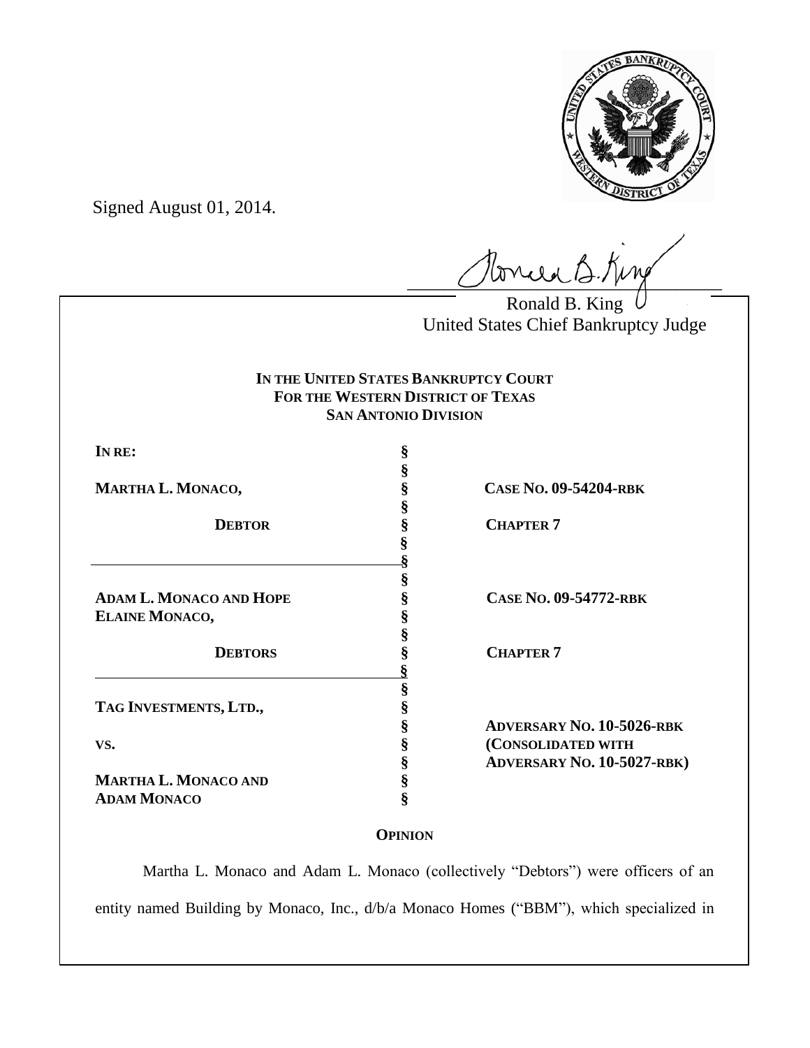Signed August 01, 2014.

Ronald B. King
United States Chief Bankruptcy Judge

**IN THE UNITED STATES BANKRUPTCY COURT**
**FOR THE WESTERN DISTRICT OF TEXAS**
**SAN ANTONIO DIVISION**

| | | |
|---|---|---|
| **IN RE:** | § | |
| | § | |
| **MARTHA L. MONACO,** | § | **CASE NO. 09-54204-RBK** |
| | § | |
| **DEBTOR** | § | **CHAPTER 7** |
| | § | |
| | § | |
| | § | |
| **ADAM L. MONACO AND HOPE ELAINE MONACO,** | § | **CASE NO. 09-54772-RBK** |
| | § | |
| **DEBTORS** | § | **CHAPTER 7** |
| | § | |
| | § | |
| **TAG INVESTMENTS, LTD.,** | § | |
| | § | **ADVERSARY NO. 10-5026-RBK** |
| **VS.** | § | **(CONSOLIDATED WITH** |
| | § | **ADVERSARY NO. 10-5027-RBK)** |
| **MARTHA L. MONACO AND ADAM MONACO** | § | |

**OPINION**

Martha L. Monaco and Adam L. Monaco (collectively "Debtors") were officers of an entity named Building by Monaco, Inc., d/b/a Monaco Homes ("BBM"), which specialized in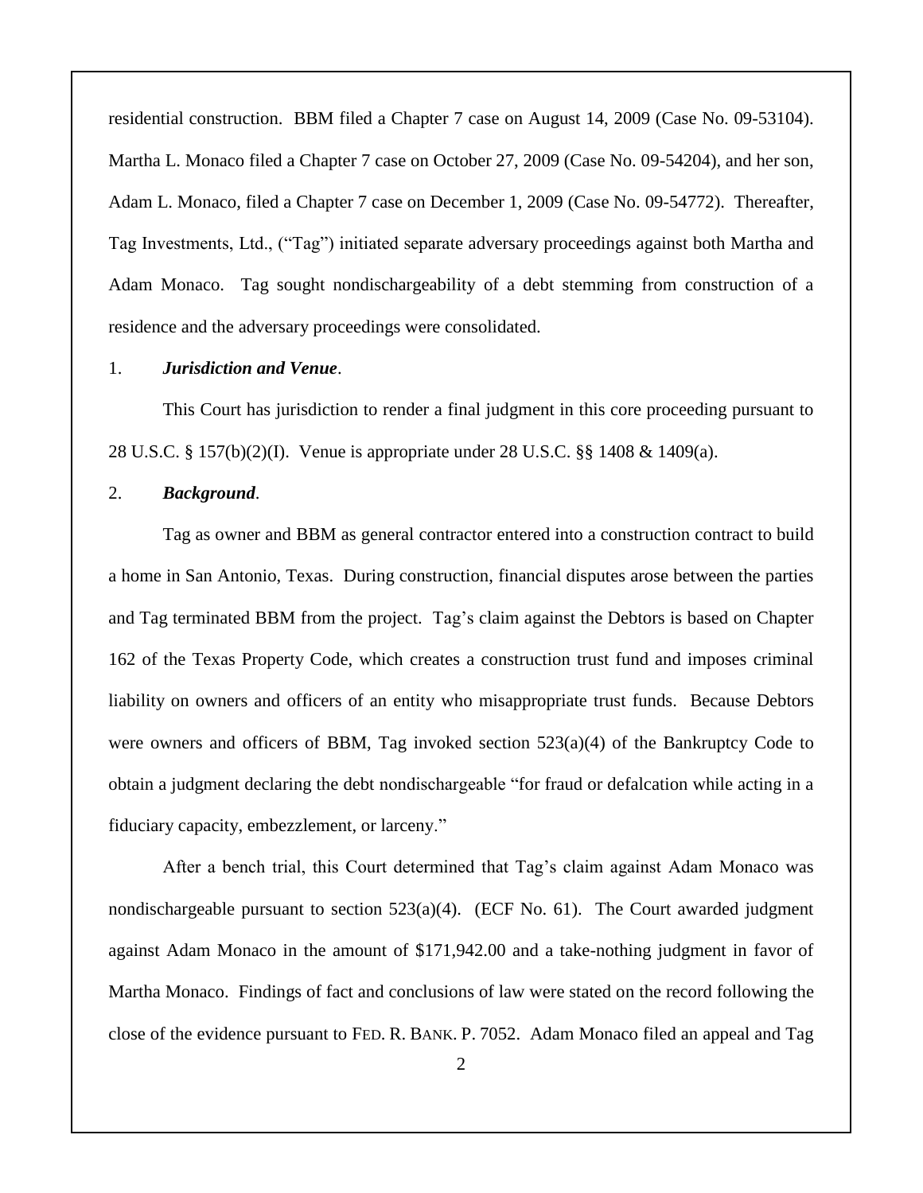residential construction. BBM filed a Chapter 7 case on August 14, 2009 (Case No. 09-53104). Martha L. Monaco filed a Chapter 7 case on October 27, 2009 (Case No. 09-54204), and her son, Adam L. Monaco, filed a Chapter 7 case on December 1, 2009 (Case No. 09-54772). Thereafter, Tag Investments, Ltd., ("Tag") initiated separate adversary proceedings against both Martha and Adam Monaco. Tag sought nondischargeability of a debt stemming from construction of a residence and the adversary proceedings were consolidated.

1. ***Jurisdiction and Venue*.**

This Court has jurisdiction to render a final judgment in this core proceeding pursuant to 28 U.S.C. § 157(b)(2)(I). Venue is appropriate under 28 U.S.C. §§ 1408 & 1409(a).

2. ***Background*.**

Tag as owner and BBM as general contractor entered into a construction contract to build a home in San Antonio, Texas. During construction, financial disputes arose between the parties and Tag terminated BBM from the project. Tag's claim against the Debtors is based on Chapter 162 of the Texas Property Code, which creates a construction trust fund and imposes criminal liability on owners and officers of an entity who misappropriate trust funds. Because Debtors were owners and officers of BBM, Tag invoked section 523(a)(4) of the Bankruptcy Code to obtain a judgment declaring the debt nondischargeable "for fraud or defalcation while acting in a fiduciary capacity, embezzlement, or larceny."

After a bench trial, this Court determined that Tag's claim against Adam Monaco was nondischargeable pursuant to section 523(a)(4). (ECF No. 61). The Court awarded judgment against Adam Monaco in the amount of $171,942.00 and a take-nothing judgment in favor of Martha Monaco. Findings of fact and conclusions of law were stated on the record following the close of the evidence pursuant to FED. R. BANK. P. 7052. Adam Monaco filed an appeal and Tag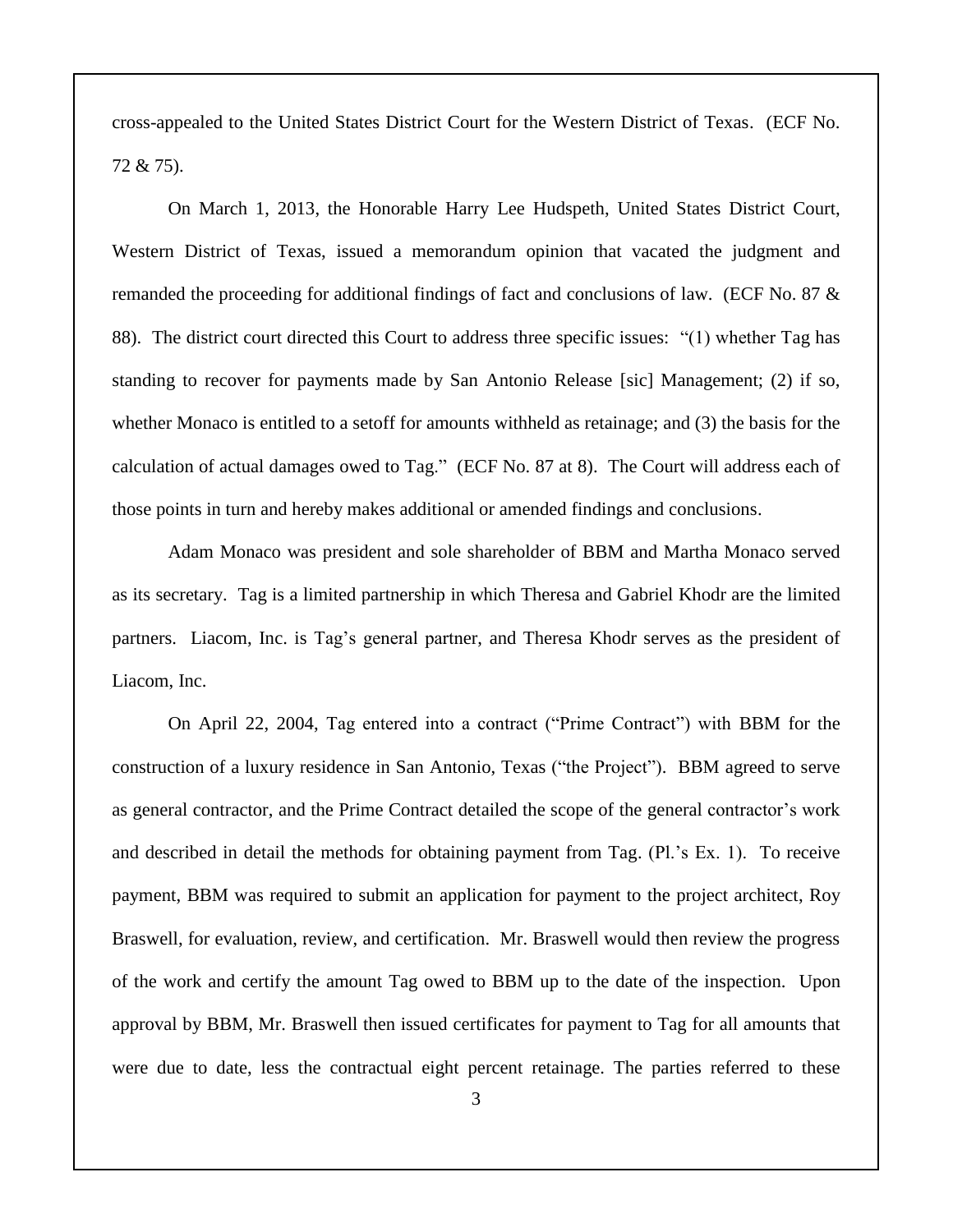cross-appealed to the United States District Court for the Western District of Texas. (ECF No. 72 & 75).

On March 1, 2013, the Honorable Harry Lee Hudspeth, United States District Court, Western District of Texas, issued a memorandum opinion that vacated the judgment and remanded the proceeding for additional findings of fact and conclusions of law. (ECF No. 87 & 88). The district court directed this Court to address three specific issues: "(1) whether Tag has standing to recover for payments made by San Antonio Release [sic] Management; (2) if so, whether Monaco is entitled to a setoff for amounts withheld as retainage; and (3) the basis for the calculation of actual damages owed to Tag." (ECF No. 87 at 8). The Court will address each of those points in turn and hereby makes additional or amended findings and conclusions.

Adam Monaco was president and sole shareholder of BBM and Martha Monaco served as its secretary. Tag is a limited partnership in which Theresa and Gabriel Khodr are the limited partners. Liacom, Inc. is Tag's general partner, and Theresa Khodr serves as the president of Liacom, Inc.

On April 22, 2004, Tag entered into a contract ("Prime Contract") with BBM for the construction of a luxury residence in San Antonio, Texas ("the Project"). BBM agreed to serve as general contractor, and the Prime Contract detailed the scope of the general contractor's work and described in detail the methods for obtaining payment from Tag. (Pl.'s Ex. 1). To receive payment, BBM was required to submit an application for payment to the project architect, Roy Braswell, for evaluation, review, and certification. Mr. Braswell would then review the progress of the work and certify the amount Tag owed to BBM up to the date of the inspection. Upon approval by BBM, Mr. Braswell then issued certificates for payment to Tag for all amounts that were due to date, less the contractual eight percent retainage. The parties referred to these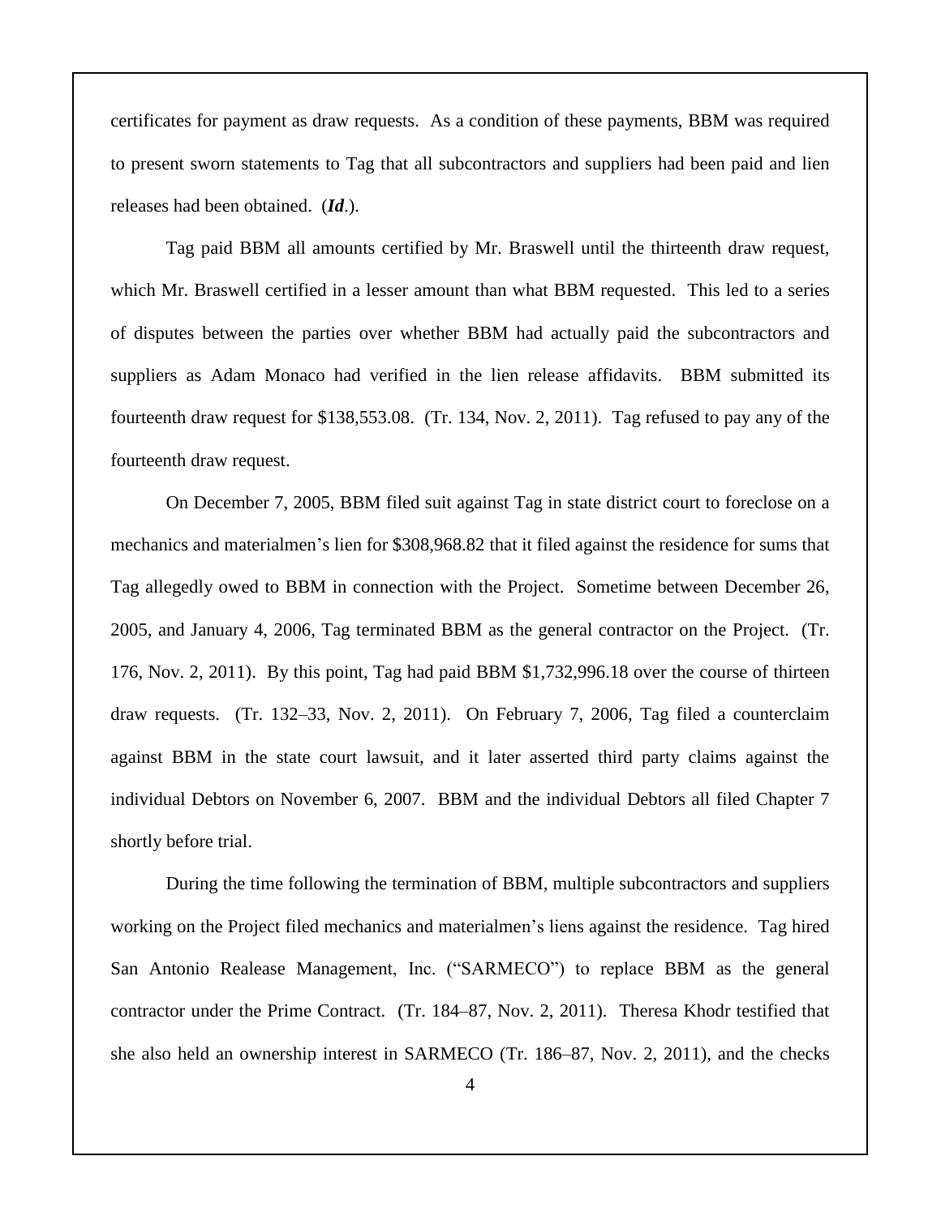certificates for payment as draw requests. As a condition of these payments, BBM was required to present sworn statements to Tag that all subcontractors and suppliers had been paid and lien releases had been obtained. (***Id***.).

Tag paid BBM all amounts certified by Mr. Braswell until the thirteenth draw request, which Mr. Braswell certified in a lesser amount than what BBM requested. This led to a series of disputes between the parties over whether BBM had actually paid the subcontractors and suppliers as Adam Monaco had verified in the lien release affidavits. BBM submitted its fourteenth draw request for $138,553.08. (Tr. 134, Nov. 2, 2011). Tag refused to pay any of the fourteenth draw request.

On December 7, 2005, BBM filed suit against Tag in state district court to foreclose on a mechanics and materialmen's lien for $308,968.82 that it filed against the residence for sums that Tag allegedly owed to BBM in connection with the Project. Sometime between December 26, 2005, and January 4, 2006, Tag terminated BBM as the general contractor on the Project. (Tr. 176, Nov. 2, 2011). By this point, Tag had paid BBM $1,732,996.18 over the course of thirteen draw requests. (Tr. 132–33, Nov. 2, 2011). On February 7, 2006, Tag filed a counterclaim against BBM in the state court lawsuit, and it later asserted third party claims against the individual Debtors on November 6, 2007. BBM and the individual Debtors all filed Chapter 7 shortly before trial.

During the time following the termination of BBM, multiple subcontractors and suppliers working on the Project filed mechanics and materialmen's liens against the residence. Tag hired San Antonio Realease Management, Inc. ("SARMECO") to replace BBM as the general contractor under the Prime Contract. (Tr. 184–87, Nov. 2, 2011). Theresa Khodr testified that she also held an ownership interest in SARMECO (Tr. 186–87, Nov. 2, 2011), and the checks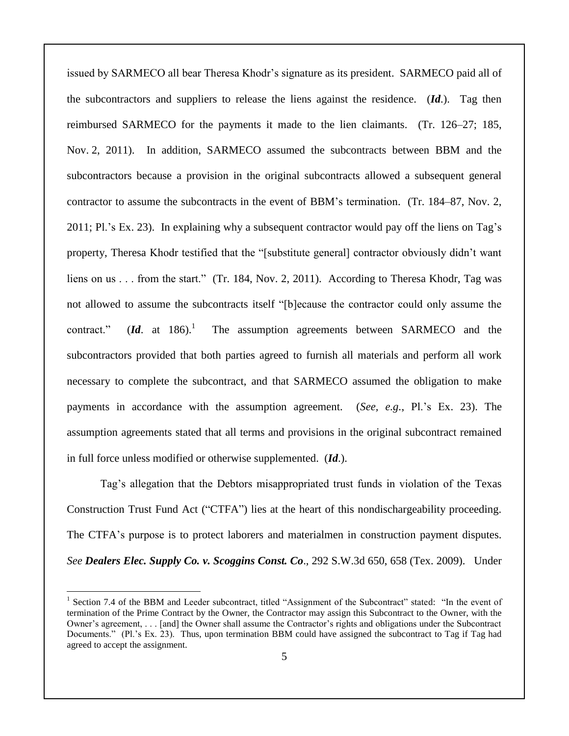issued by SARMECO all bear Theresa Khodr's signature as its president. SARMECO paid all of the subcontractors and suppliers to release the liens against the residence. (***Id***.). Tag then reimbursed SARMECO for the payments it made to the lien claimants. (Tr. 126–27; 185, Nov. 2, 2011). In addition, SARMECO assumed the subcontracts between BBM and the subcontractors because a provision in the original subcontracts allowed a subsequent general contractor to assume the subcontracts in the event of BBM's termination. (Tr. 184–87, Nov. 2, 2011; Pl.'s Ex. 23). In explaining why a subsequent contractor would pay off the liens on Tag's property, Theresa Khodr testified that the "[substitute general] contractor obviously didn't want liens on us . . . from the start." (Tr. 184, Nov. 2, 2011). According to Theresa Khodr, Tag was not allowed to assume the subcontracts itself "[b]ecause the contractor could only assume the contract." (***Id***. at 186).[1] The assumption agreements between SARMECO and the subcontractors provided that both parties agreed to furnish all materials and perform all work necessary to complete the subcontract, and that SARMECO assumed the obligation to make payments in accordance with the assumption agreement. (*See, e.g.*, Pl.'s Ex. 23). The assumption agreements stated that all terms and provisions in the original subcontract remained in full force unless modified or otherwise supplemented. (***Id***.).

Tag's allegation that the Debtors misappropriated trust funds in violation of the Texas Construction Trust Fund Act ("CTFA") lies at the heart of this nondischargeability proceeding. The CTFA's purpose is to protect laborers and materialmen in construction payment disputes. *See* ***Dealers Elec. Supply Co. v. Scoggins Const. Co***., 292 S.W.3d 650, 658 (Tex. 2009). Under

---

[1] Section 7.4 of the BBM and Leeder subcontract, titled "Assignment of the Subcontract" stated: "In the event of termination of the Prime Contract by the Owner, the Contractor may assign this Subcontract to the Owner, with the Owner's agreement, . . . [and] the Owner shall assume the Contractor's rights and obligations under the Subcontract Documents." (Pl.'s Ex. 23). Thus, upon termination BBM could have assigned the subcontract to Tag if Tag had agreed to accept the assignment.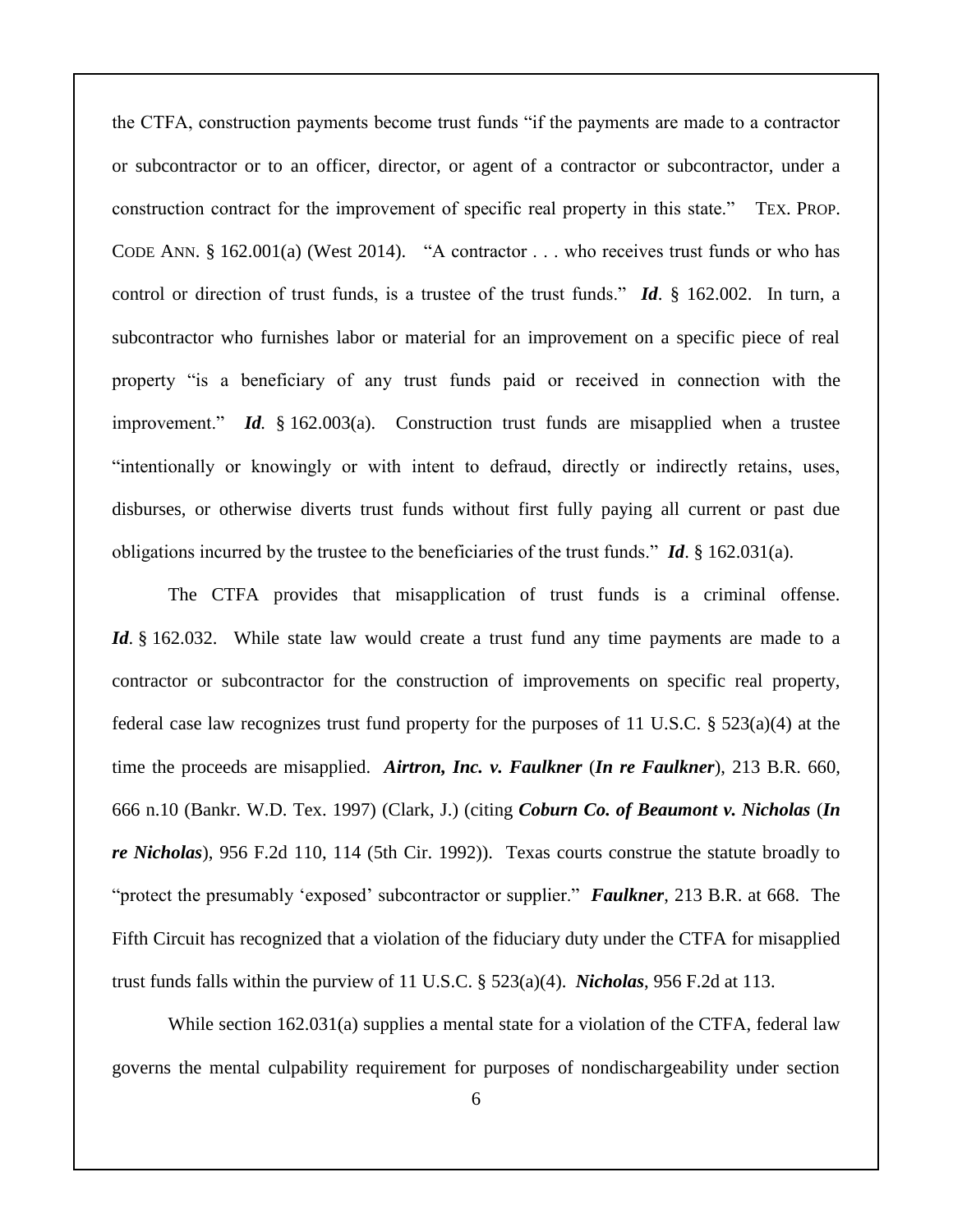the CTFA, construction payments become trust funds "if the payments are made to a contractor or subcontractor or to an officer, director, or agent of a contractor or subcontractor, under a construction contract for the improvement of specific real property in this state." TEX. PROP. CODE ANN. § 162.001(a) (West 2014). "A contractor . . . who receives trust funds or who has control or direction of trust funds, is a trustee of the trust funds." ***Id***. § 162.002. In turn, a subcontractor who furnishes labor or material for an improvement on a specific piece of real property "is a beneficiary of any trust funds paid or received in connection with the improvement." ***Id.*** § 162.003(a). Construction trust funds are misapplied when a trustee "intentionally or knowingly or with intent to defraud, directly or indirectly retains, uses, disburses, or otherwise diverts trust funds without first fully paying all current or past due obligations incurred by the trustee to the beneficiaries of the trust funds." ***Id***. § 162.031(a).

The CTFA provides that misapplication of trust funds is a criminal offense. ***Id***. § 162.032. While state law would create a trust fund any time payments are made to a contractor or subcontractor for the construction of improvements on specific real property, federal case law recognizes trust fund property for the purposes of 11 U.S.C. § 523(a)(4) at the time the proceeds are misapplied. ***Airtron, Inc. v. Faulkner*** (***In re Faulkner***), 213 B.R. 660, 666 n.10 (Bankr. W.D. Tex. 1997) (Clark, J.) (citing ***Coburn Co. of Beaumont v. Nicholas*** (***In re Nicholas***), 956 F.2d 110, 114 (5th Cir. 1992)). Texas courts construe the statute broadly to "protect the presumably 'exposed' subcontractor or supplier." ***Faulkner***, 213 B.R. at 668. The Fifth Circuit has recognized that a violation of the fiduciary duty under the CTFA for misapplied trust funds falls within the purview of 11 U.S.C. § 523(a)(4). ***Nicholas***, 956 F.2d at 113.

While section 162.031(a) supplies a mental state for a violation of the CTFA, federal law governs the mental culpability requirement for purposes of nondischargeability under section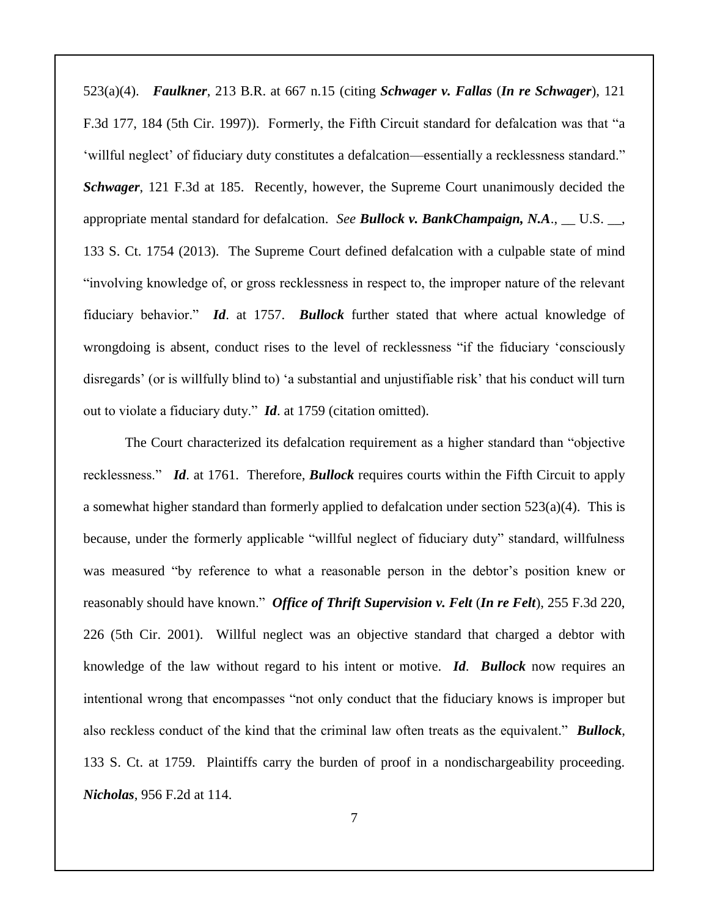523(a)(4). ***Faulkner***, 213 B.R. at 667 n.15 (citing ***Schwager v. Fallas*** (***In re Schwager***), 121 F.3d 177, 184 (5th Cir. 1997)). Formerly, the Fifth Circuit standard for defalcation was that "a 'willful neglect' of fiduciary duty constitutes a defalcation—essentially a recklessness standard." ***Schwager***, 121 F.3d at 185. Recently, however, the Supreme Court unanimously decided the appropriate mental standard for defalcation. *See* ***Bullock v. BankChampaign, N.A***., __ U.S. __, 133 S. Ct. 1754 (2013). The Supreme Court defined defalcation with a culpable state of mind "involving knowledge of, or gross recklessness in respect to, the improper nature of the relevant fiduciary behavior." ***Id***. at 1757. ***Bullock*** further stated that where actual knowledge of wrongdoing is absent, conduct rises to the level of recklessness "if the fiduciary 'consciously disregards' (or is willfully blind to) 'a substantial and unjustifiable risk' that his conduct will turn out to violate a fiduciary duty." ***Id***. at 1759 (citation omitted).

The Court characterized its defalcation requirement as a higher standard than "objective recklessness." ***Id***. at 1761. Therefore, ***Bullock*** requires courts within the Fifth Circuit to apply a somewhat higher standard than formerly applied to defalcation under section 523(a)(4). This is because, under the formerly applicable "willful neglect of fiduciary duty" standard, willfulness was measured "by reference to what a reasonable person in the debtor's position knew or reasonably should have known." ***Office of Thrift Supervision v. Felt*** (***In re Felt***), 255 F.3d 220, 226 (5th Cir. 2001). Willful neglect was an objective standard that charged a debtor with knowledge of the law without regard to his intent or motive. ***Id***. ***Bullock*** now requires an intentional wrong that encompasses "not only conduct that the fiduciary knows is improper but also reckless conduct of the kind that the criminal law often treats as the equivalent." ***Bullock***, 133 S. Ct. at 1759. Plaintiffs carry the burden of proof in a nondischargeability proceeding. ***Nicholas***, 956 F.2d at 114.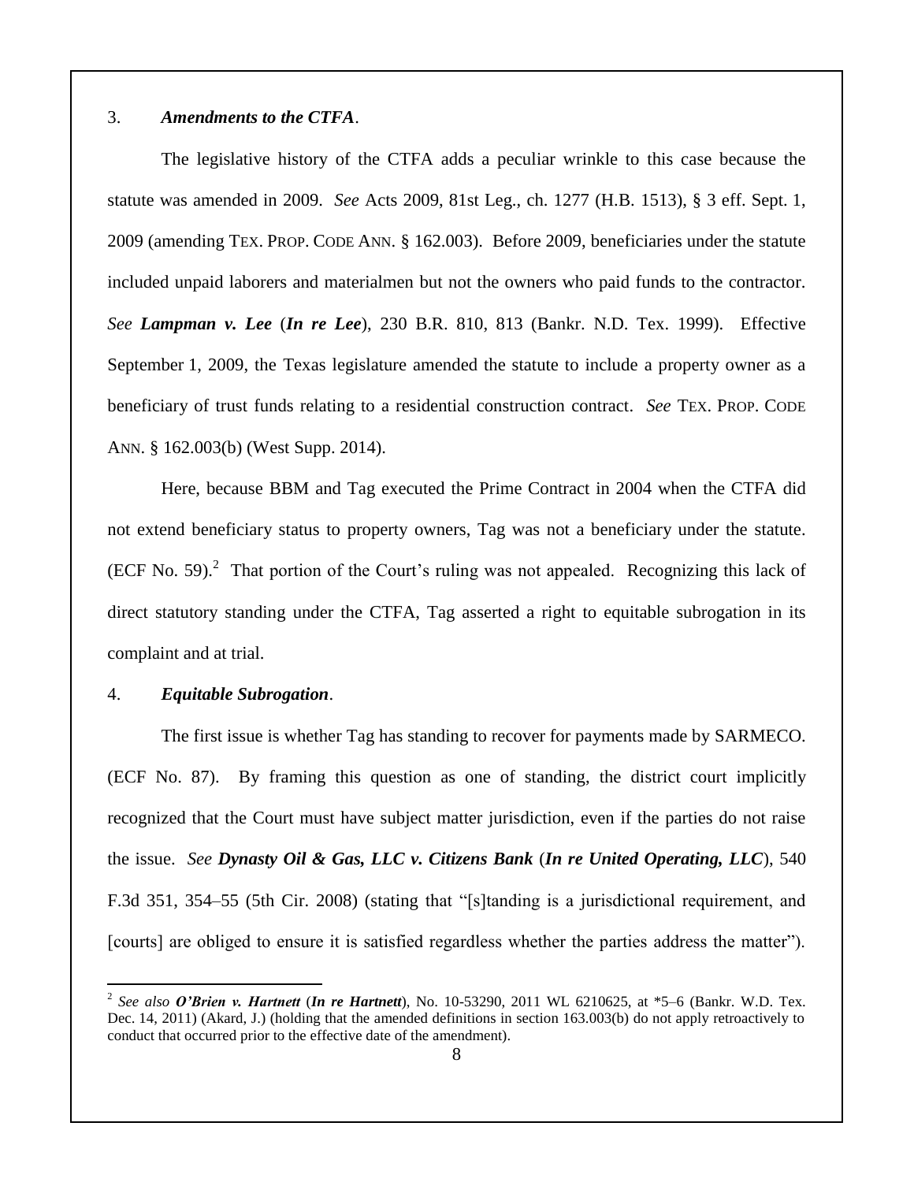3. ***Amendments to the CTFA***.

The legislative history of the CTFA adds a peculiar wrinkle to this case because the statute was amended in 2009. *See* Acts 2009, 81st Leg., ch. 1277 (H.B. 1513), § 3 eff. Sept. 1, 2009 (amending TEX. PROP. CODE ANN. § 162.003). Before 2009, beneficiaries under the statute included unpaid laborers and materialmen but not the owners who paid funds to the contractor. *See* ***Lampman v. Lee*** (***In re Lee***), 230 B.R. 810, 813 (Bankr. N.D. Tex. 1999). Effective September 1, 2009, the Texas legislature amended the statute to include a property owner as a beneficiary of trust funds relating to a residential construction contract. *See* TEX. PROP. CODE ANN. § 162.003(b) (West Supp. 2014).

Here, because BBM and Tag executed the Prime Contract in 2004 when the CTFA did not extend beneficiary status to property owners, Tag was not a beneficiary under the statute. (ECF No. 59).[2] That portion of the Court's ruling was not appealed. Recognizing this lack of direct statutory standing under the CTFA, Tag asserted a right to equitable subrogation in its complaint and at trial.

4. ***Equitable Subrogation***.

The first issue is whether Tag has standing to recover for payments made by SARMECO. (ECF No. 87). By framing this question as one of standing, the district court implicitly recognized that the Court must have subject matter jurisdiction, even if the parties do not raise the issue. *See* ***Dynasty Oil & Gas, LLC v. Citizens Bank*** (***In re United Operating, LLC***), 540 F.3d 351, 354–55 (5th Cir. 2008) (stating that "[s]tanding is a jurisdictional requirement, and [courts] are obliged to ensure it is satisfied regardless whether the parties address the matter").

[2] *See also* ***O'Brien v. Hartnett*** (***In re Hartnett***), No. 10-53290, 2011 WL 6210625, at *5–6 (Bankr. W.D. Tex. Dec. 14, 2011) (Akard, J.) (holding that the amended definitions in section 163.003(b) do not apply retroactively to conduct that occurred prior to the effective date of the amendment).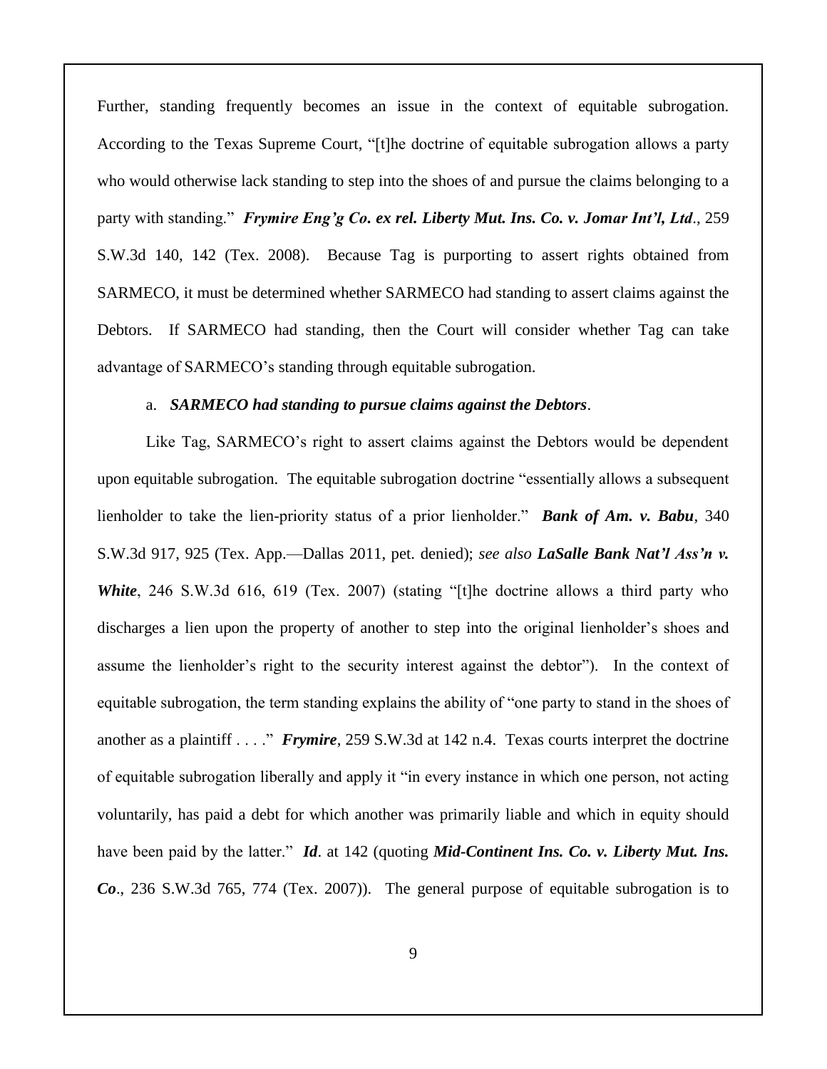Further, standing frequently becomes an issue in the context of equitable subrogation. According to the Texas Supreme Court, "[t]he doctrine of equitable subrogation allows a party who would otherwise lack standing to step into the shoes of and pursue the claims belonging to a party with standing." ***Frymire Eng'g Co. ex rel. Liberty Mut. Ins. Co. v. Jomar Int'l, Ltd*.**, 259 S.W.3d 140, 142 (Tex. 2008). Because Tag is purporting to assert rights obtained from SARMECO, it must be determined whether SARMECO had standing to assert claims against the Debtors. If SARMECO had standing, then the Court will consider whether Tag can take advantage of SARMECO's standing through equitable subrogation.

a. ***SARMECO had standing to pursue claims against the Debtors*.**

Like Tag, SARMECO's right to assert claims against the Debtors would be dependent upon equitable subrogation. The equitable subrogation doctrine "essentially allows a subsequent lienholder to take the lien-priority status of a prior lienholder." ***Bank of Am. v. Babu***, 340 S.W.3d 917, 925 (Tex. App.—Dallas 2011, pet. denied); *see also* ***LaSalle Bank Nat'l Ass'n v. White***, 246 S.W.3d 616, 619 (Tex. 2007) (stating "[t]he doctrine allows a third party who discharges a lien upon the property of another to step into the original lienholder's shoes and assume the lienholder's right to the security interest against the debtor"). In the context of equitable subrogation, the term standing explains the ability of "one party to stand in the shoes of another as a plaintiff . . . ." ***Frymire***, 259 S.W.3d at 142 n.4. Texas courts interpret the doctrine of equitable subrogation liberally and apply it "in every instance in which one person, not acting voluntarily, has paid a debt for which another was primarily liable and which in equity should have been paid by the latter." ***Id*.** at 142 (quoting ***Mid-Continent Ins. Co. v. Liberty Mut. Ins. Co*.**, 236 S.W.3d 765, 774 (Tex. 2007)). The general purpose of equitable subrogation is to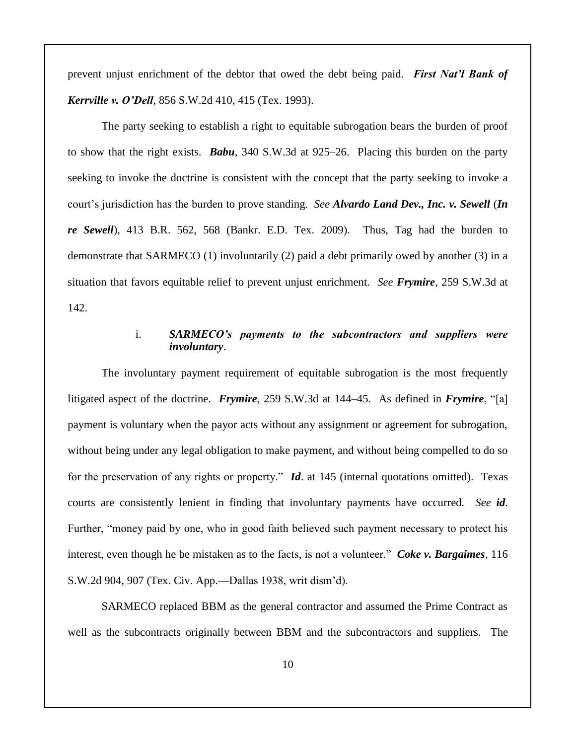prevent unjust enrichment of the debtor that owed the debt being paid. ***First Nat'l Bank of Kerrville v. O'Dell***, 856 S.W.2d 410, 415 (Tex. 1993).

The party seeking to establish a right to equitable subrogation bears the burden of proof to show that the right exists. ***Babu***, 340 S.W.3d at 925–26. Placing this burden on the party seeking to invoke the doctrine is consistent with the concept that the party seeking to invoke a court's jurisdiction has the burden to prove standing. *See* ***Alvardo Land Dev., Inc. v. Sewell*** (***In re Sewell***), 413 B.R. 562, 568 (Bankr. E.D. Tex. 2009). Thus, Tag had the burden to demonstrate that SARMECO (1) involuntarily (2) paid a debt primarily owed by another (3) in a situation that favors equitable relief to prevent unjust enrichment. *See* ***Frymire***, 259 S.W.3d at 142.

i. ***SARMECO's payments to the subcontractors and suppliers were involuntary***.

The involuntary payment requirement of equitable subrogation is the most frequently litigated aspect of the doctrine. ***Frymire***, 259 S.W.3d at 144–45. As defined in ***Frymire***, "[a] payment is voluntary when the payor acts without any assignment or agreement for subrogation, without being under any legal obligation to make payment, and without being compelled to do so for the preservation of any rights or property." ***Id***. at 145 (internal quotations omitted). Texas courts are consistently lenient in finding that involuntary payments have occurred. *See* ***id***. Further, "money paid by one, who in good faith believed such payment necessary to protect his interest, even though he be mistaken as to the facts, is not a volunteer." ***Coke v. Bargaimes***, 116 S.W.2d 904, 907 (Tex. Civ. App.—Dallas 1938, writ dism'd).

SARMECO replaced BBM as the general contractor and assumed the Prime Contract as well as the subcontracts originally between BBM and the subcontractors and suppliers. The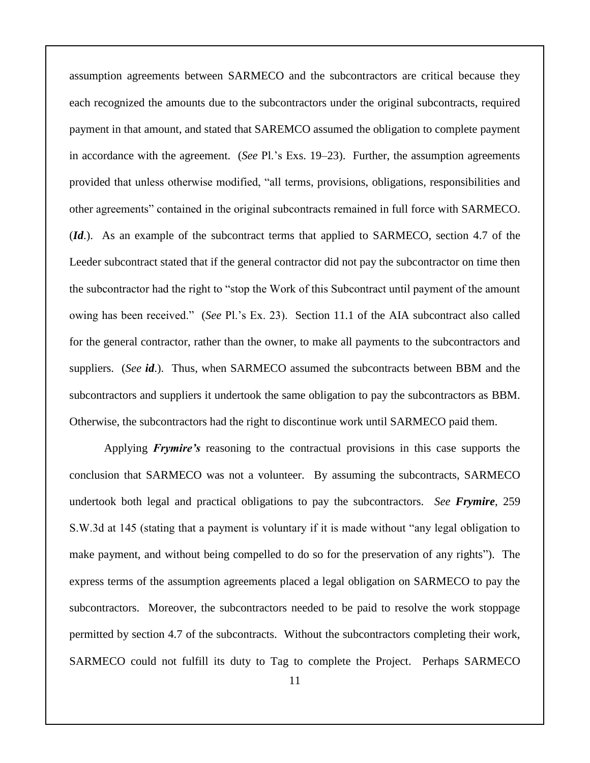assumption agreements between SARMECO and the subcontractors are critical because they each recognized the amounts due to the subcontractors under the original subcontracts, required payment in that amount, and stated that SAREMCO assumed the obligation to complete payment in accordance with the agreement. (*See* Pl.'s Exs. 19–23). Further, the assumption agreements provided that unless otherwise modified, "all terms, provisions, obligations, responsibilities and other agreements" contained in the original subcontracts remained in full force with SARMECO. (***Id***.). As an example of the subcontract terms that applied to SARMECO, section 4.7 of the Leeder subcontract stated that if the general contractor did not pay the subcontractor on time then the subcontractor had the right to "stop the Work of this Subcontract until payment of the amount owing has been received." (*See* Pl.'s Ex. 23). Section 11.1 of the AIA subcontract also called for the general contractor, rather than the owner, to make all payments to the subcontractors and suppliers. (*See* ***id***.). Thus, when SARMECO assumed the subcontracts between BBM and the subcontractors and suppliers it undertook the same obligation to pay the subcontractors as BBM. Otherwise, the subcontractors had the right to discontinue work until SARMECO paid them.

Applying ***Frymire's*** reasoning to the contractual provisions in this case supports the conclusion that SARMECO was not a volunteer. By assuming the subcontracts, SARMECO undertook both legal and practical obligations to pay the subcontractors. *See* ***Frymire***, 259 S.W.3d at 145 (stating that a payment is voluntary if it is made without "any legal obligation to make payment, and without being compelled to do so for the preservation of any rights"). The express terms of the assumption agreements placed a legal obligation on SARMECO to pay the subcontractors. Moreover, the subcontractors needed to be paid to resolve the work stoppage permitted by section 4.7 of the subcontracts. Without the subcontractors completing their work, SARMECO could not fulfill its duty to Tag to complete the Project. Perhaps SARMECO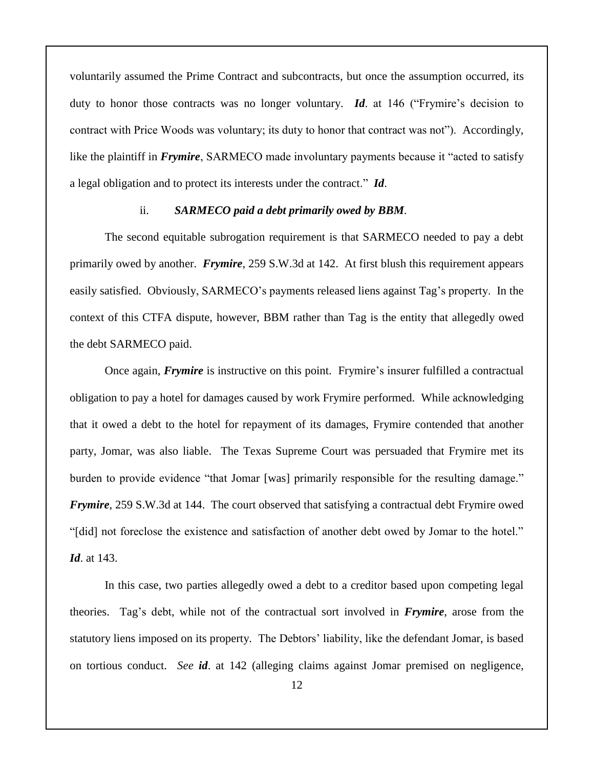voluntarily assumed the Prime Contract and subcontracts, but once the assumption occurred, its duty to honor those contracts was no longer voluntary. ***Id***. at 146 ("Frymire's decision to contract with Price Woods was voluntary; its duty to honor that contract was not"). Accordingly, like the plaintiff in ***Frymire***, SARMECO made involuntary payments because it "acted to satisfy a legal obligation and to protect its interests under the contract." ***Id***.

ii. ***SARMECO paid a debt primarily owed by BBM***.

The second equitable subrogation requirement is that SARMECO needed to pay a debt primarily owed by another. ***Frymire***, 259 S.W.3d at 142. At first blush this requirement appears easily satisfied. Obviously, SARMECO's payments released liens against Tag's property. In the context of this CTFA dispute, however, BBM rather than Tag is the entity that allegedly owed the debt SARMECO paid.

Once again, ***Frymire*** is instructive on this point. Frymire's insurer fulfilled a contractual obligation to pay a hotel for damages caused by work Frymire performed. While acknowledging that it owed a debt to the hotel for repayment of its damages, Frymire contended that another party, Jomar, was also liable. The Texas Supreme Court was persuaded that Frymire met its burden to provide evidence "that Jomar [was] primarily responsible for the resulting damage." ***Frymire***, 259 S.W.3d at 144. The court observed that satisfying a contractual debt Frymire owed "[did] not foreclose the existence and satisfaction of another debt owed by Jomar to the hotel." ***Id***. at 143.

In this case, two parties allegedly owed a debt to a creditor based upon competing legal theories. Tag's debt, while not of the contractual sort involved in ***Frymire***, arose from the statutory liens imposed on its property. The Debtors' liability, like the defendant Jomar, is based on tortious conduct. *See* ***id***. at 142 (alleging claims against Jomar premised on negligence,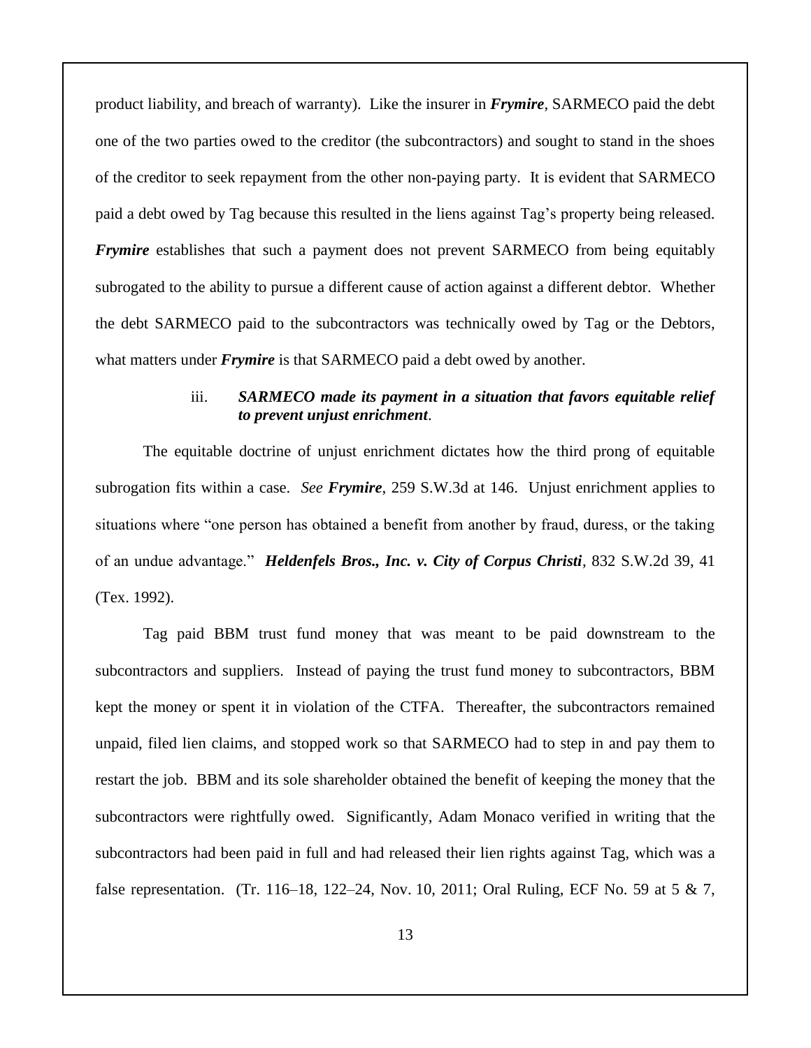product liability, and breach of warranty). Like the insurer in ***Frymire***, SARMECO paid the debt one of the two parties owed to the creditor (the subcontractors) and sought to stand in the shoes of the creditor to seek repayment from the other non-paying party. It is evident that SARMECO paid a debt owed by Tag because this resulted in the liens against Tag's property being released. ***Frymire*** establishes that such a payment does not prevent SARMECO from being equitably subrogated to the ability to pursue a different cause of action against a different debtor. Whether the debt SARMECO paid to the subcontractors was technically owed by Tag or the Debtors, what matters under ***Frymire*** is that SARMECO paid a debt owed by another.

iii. ***SARMECO made its payment in a situation that favors equitable relief to prevent unjust enrichment.***

The equitable doctrine of unjust enrichment dictates how the third prong of equitable subrogation fits within a case. *See* ***Frymire***, 259 S.W.3d at 146. Unjust enrichment applies to situations where "one person has obtained a benefit from another by fraud, duress, or the taking of an undue advantage." ***Heldenfels Bros., Inc. v. City of Corpus Christi***, 832 S.W.2d 39, 41 (Tex. 1992).

Tag paid BBM trust fund money that was meant to be paid downstream to the subcontractors and suppliers. Instead of paying the trust fund money to subcontractors, BBM kept the money or spent it in violation of the CTFA. Thereafter, the subcontractors remained unpaid, filed lien claims, and stopped work so that SARMECO had to step in and pay them to restart the job. BBM and its sole shareholder obtained the benefit of keeping the money that the subcontractors were rightfully owed. Significantly, Adam Monaco verified in writing that the subcontractors had been paid in full and had released their lien rights against Tag, which was a false representation. (Tr. 116–18, 122–24, Nov. 10, 2011; Oral Ruling, ECF No. 59 at 5 & 7,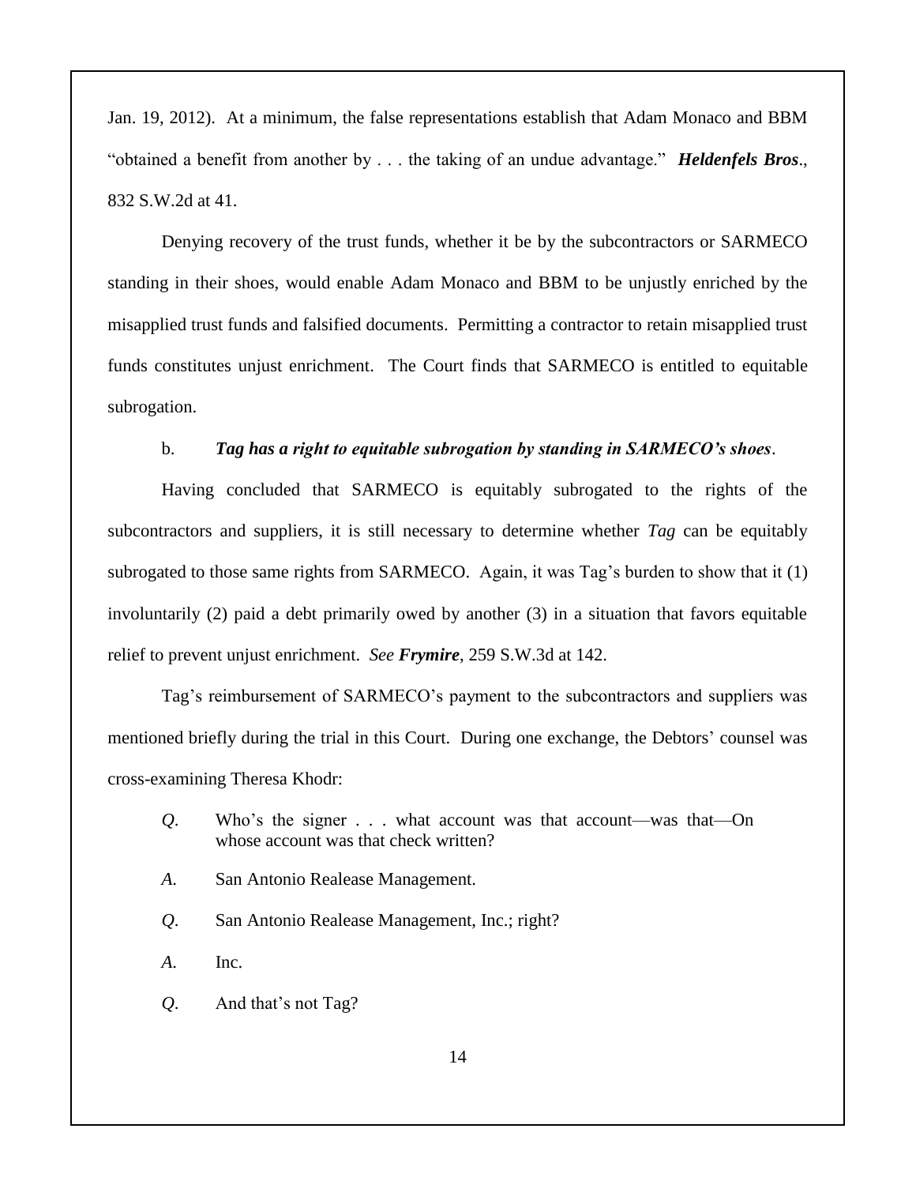Jan. 19, 2012). At a minimum, the false representations establish that Adam Monaco and BBM "obtained a benefit from another by . . . the taking of an undue advantage." ***Heldenfels Bros***., 832 S.W.2d at 41.

Denying recovery of the trust funds, whether it be by the subcontractors or SARMECO standing in their shoes, would enable Adam Monaco and BBM to be unjustly enriched by the misapplied trust funds and falsified documents. Permitting a contractor to retain misapplied trust funds constitutes unjust enrichment. The Court finds that SARMECO is entitled to equitable subrogation.

b. ***Tag has a right to equitable subrogation by standing in SARMECO's shoes***.

Having concluded that SARMECO is equitably subrogated to the rights of the subcontractors and suppliers, it is still necessary to determine whether *Tag* can be equitably subrogated to those same rights from SARMECO. Again, it was Tag's burden to show that it (1) involuntarily (2) paid a debt primarily owed by another (3) in a situation that favors equitable relief to prevent unjust enrichment. *See* ***Frymire***, 259 S.W.3d at 142.

Tag's reimbursement of SARMECO's payment to the subcontractors and suppliers was mentioned briefly during the trial in this Court. During one exchange, the Debtors' counsel was cross-examining Theresa Khodr:

> *Q*. Who's the signer . . . what account was that account—was that—On whose account was that check written?
>
> *A*. San Antonio Realease Management.
>
> *Q*. San Antonio Realease Management, Inc.; right?
>
> *A*. Inc.
>
> *Q*. And that's not Tag?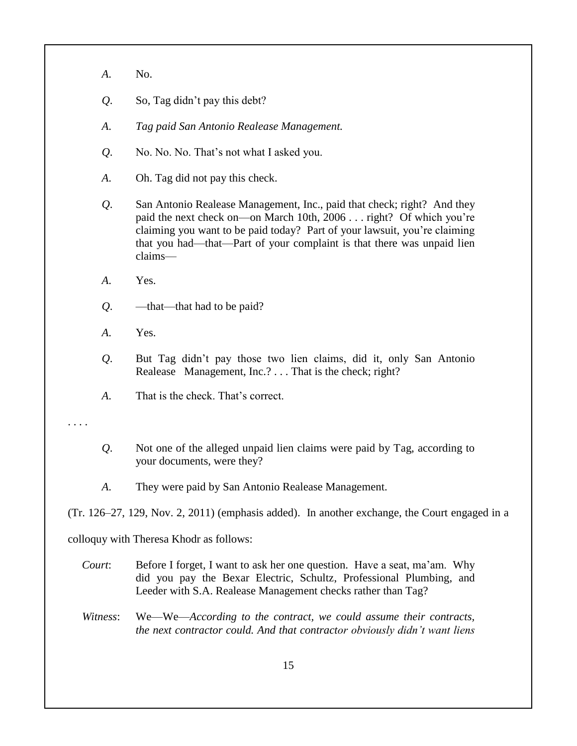*A*. No.

*Q*. So, Tag didn't pay this debt?

*A*. *Tag paid San Antonio Realease Management.*

*Q*. No. No. No. That's not what I asked you.

*A*. Oh. Tag did not pay this check.

*Q*. San Antonio Realease Management, Inc., paid that check; right? And they paid the next check on—on March 10th, 2006 . . . right? Of which you're claiming you want to be paid today? Part of your lawsuit, you're claiming that you had—that—Part of your complaint is that there was unpaid lien claims—

*A*. Yes.

*Q*. —that—that had to be paid?

*A*. Yes.

*Q*. But Tag didn't pay those two lien claims, did it, only San Antonio Realease Management, Inc.? . . . That is the check; right?

*A*. That is the check. That's correct.

. . . .

*Q*. Not one of the alleged unpaid lien claims were paid by Tag, according to your documents, were they?

*A*. They were paid by San Antonio Realease Management.

(Tr. 126–27, 129, Nov. 2, 2011) (emphasis added). In another exchange, the Court engaged in a colloquy with Theresa Khodr as follows:

*Court*: Before I forget, I want to ask her one question. Have a seat, ma'am. Why did you pay the Bexar Electric, Schultz, Professional Plumbing, and Leeder with S.A. Realease Management checks rather than Tag?

*Witness*: We—We—*According to the contract, we could assume their contracts, the next contractor could. And that contractor obviously didn't want liens*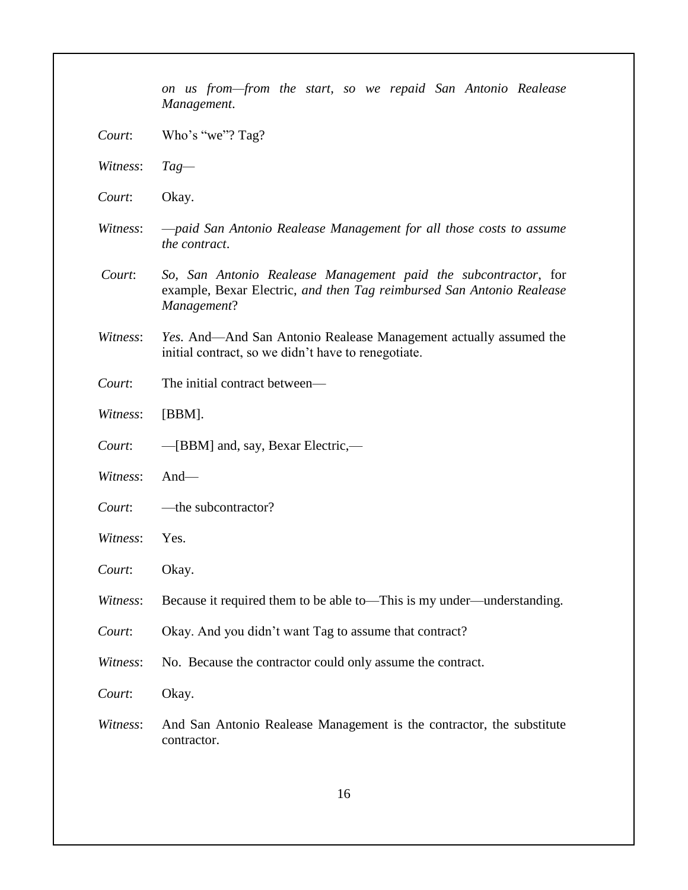*on us from—from the start, so we repaid San Antonio Realease Management*.

*Court*: Who's "we"? Tag?

*Witness*: *Tag—*

*Court*: Okay.

*Witness*: *—paid San Antonio Realease Management for all those costs to assume the contract*.

*Court*: *So, San Antonio Realease Management paid the subcontractor*, for example, Bexar Electric, *and then Tag reimbursed San Antonio Realease Management*?

*Witness*: *Yes*. And—And San Antonio Realease Management actually assumed the initial contract, so we didn't have to renegotiate.

*Court*: The initial contract between—

*Witness*: [BBM].

*Court*: —[BBM] and, say, Bexar Electric,—

*Witness*: And—

*Court*: —the subcontractor?

*Witness*: Yes.

*Court*: Okay.

*Witness*: Because it required them to be able to—This is my under—understanding.

*Court*: Okay. And you didn't want Tag to assume that contract?

*Witness*: No. Because the contractor could only assume the contract.

*Court*: Okay.

*Witness*: And San Antonio Realease Management is the contractor, the substitute contractor.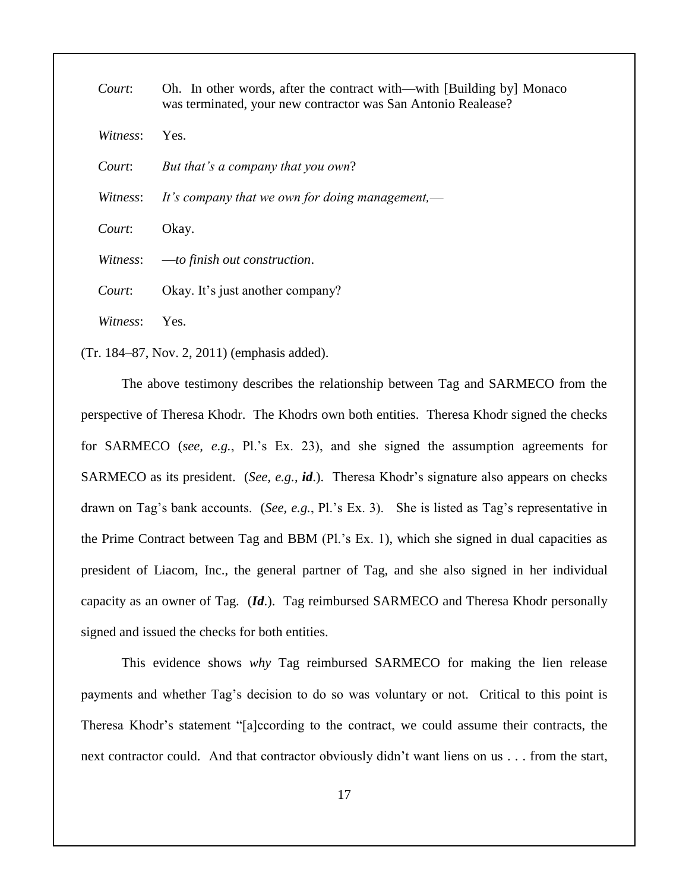*Court*: Oh. In other words, after the contract with—with [Building by] Monaco was terminated, your new contractor was San Antonio Realease?

*Witness*: Yes.

*Court*: *But that's a company that you own*?

*Witness*: *It's company that we own for doing management,*—

*Court*: Okay.

*Witness*: —*to finish out construction*.

*Court*: Okay. It's just another company?

*Witness*: Yes.

(Tr. 184–87, Nov. 2, 2011) (emphasis added).

The above testimony describes the relationship between Tag and SARMECO from the perspective of Theresa Khodr. The Khodrs own both entities. Theresa Khodr signed the checks for SARMECO (*see, e.g.*, Pl.'s Ex. 23), and she signed the assumption agreements for SARMECO as its president. (*See, e.g.*, ***id***.). Theresa Khodr's signature also appears on checks drawn on Tag's bank accounts. (*See, e.g.*, Pl.'s Ex. 3). She is listed as Tag's representative in the Prime Contract between Tag and BBM (Pl.'s Ex. 1), which she signed in dual capacities as president of Liacom, Inc., the general partner of Tag, and she also signed in her individual capacity as an owner of Tag. (***Id***.). Tag reimbursed SARMECO and Theresa Khodr personally signed and issued the checks for both entities.

This evidence shows *why* Tag reimbursed SARMECO for making the lien release payments and whether Tag's decision to do so was voluntary or not. Critical to this point is Theresa Khodr's statement "[a]ccording to the contract, we could assume their contracts, the next contractor could. And that contractor obviously didn't want liens on us . . . from the start,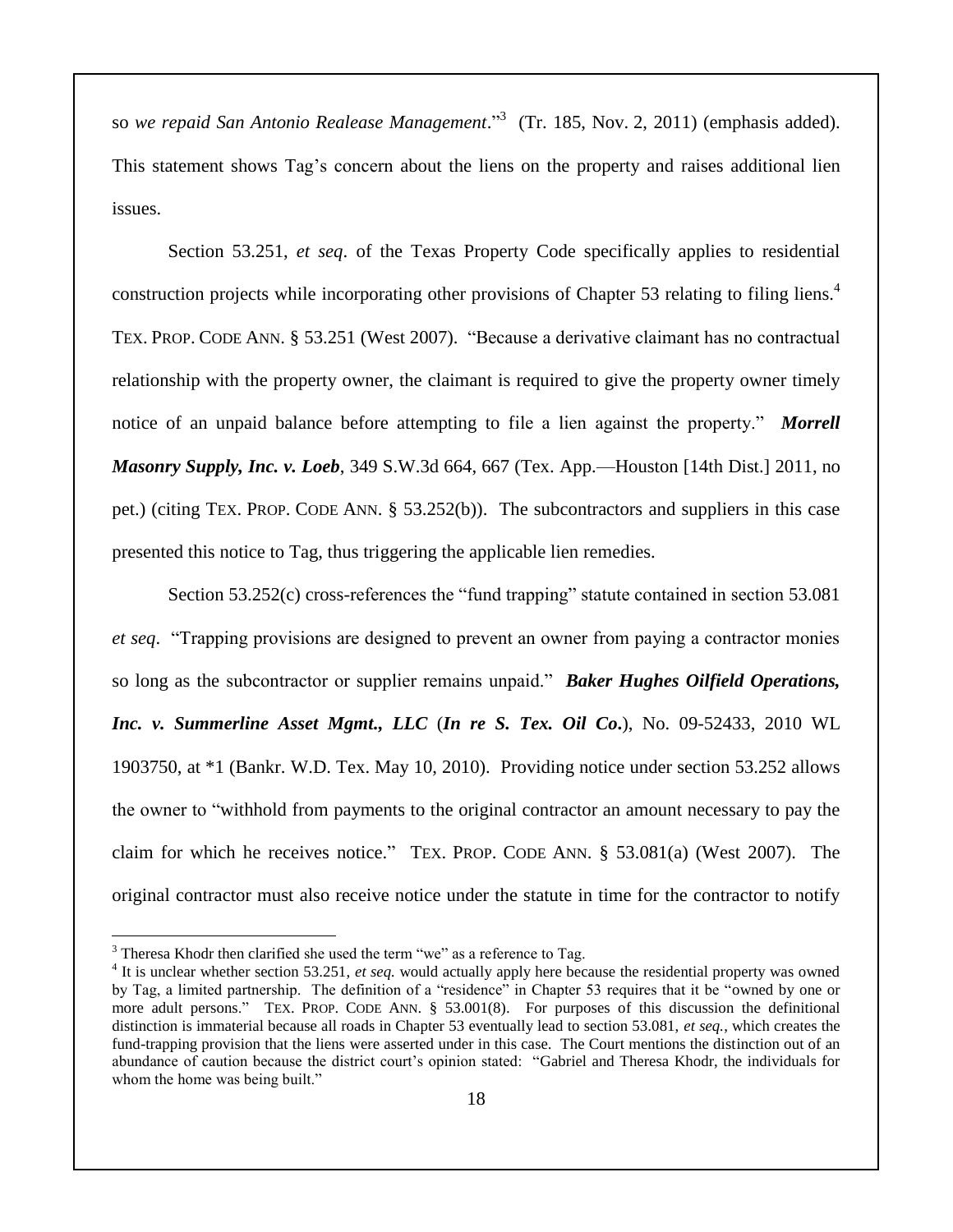so *we repaid San Antonio Realease Management*."[3] (Tr. 185, Nov. 2, 2011) (emphasis added). This statement shows Tag's concern about the liens on the property and raises additional lien issues.

Section 53.251, *et seq*. of the Texas Property Code specifically applies to residential construction projects while incorporating other provisions of Chapter 53 relating to filing liens.[4] TEX. PROP. CODE ANN. § 53.251 (West 2007). "Because a derivative claimant has no contractual relationship with the property owner, the claimant is required to give the property owner timely notice of an unpaid balance before attempting to file a lien against the property." ***Morrell Masonry Supply, Inc. v. Loeb***, 349 S.W.3d 664, 667 (Tex. App.—Houston [14th Dist.] 2011, no pet.) (citing TEX. PROP. CODE ANN. § 53.252(b)). The subcontractors and suppliers in this case presented this notice to Tag, thus triggering the applicable lien remedies.

Section 53.252(c) cross-references the "fund trapping" statute contained in section 53.081 *et seq*. "Trapping provisions are designed to prevent an owner from paying a contractor monies so long as the subcontractor or supplier remains unpaid." ***Baker Hughes Oilfield Operations, Inc. v. Summerline Asset Mgmt., LLC*** (***In re S. Tex. Oil Co.***), No. 09-52433, 2010 WL 1903750, at *1 (Bankr. W.D. Tex. May 10, 2010). Providing notice under section 53.252 allows the owner to "withhold from payments to the original contractor an amount necessary to pay the claim for which he receives notice." TEX. PROP. CODE ANN. § 53.081(a) (West 2007). The original contractor must also receive notice under the statute in time for the contractor to notify

---

[3] Theresa Khodr then clarified she used the term "we" as a reference to Tag.

[4] It is unclear whether section 53.251, *et seq.* would actually apply here because the residential property was owned by Tag, a limited partnership. The definition of a "residence" in Chapter 53 requires that it be "owned by one or more adult persons." TEX. PROP. CODE ANN. § 53.001(8). For purposes of this discussion the definitional distinction is immaterial because all roads in Chapter 53 eventually lead to section 53.081, *et seq.*, which creates the fund-trapping provision that the liens were asserted under in this case. The Court mentions the distinction out of an abundance of caution because the district court's opinion stated: "Gabriel and Theresa Khodr, the individuals for whom the home was being built."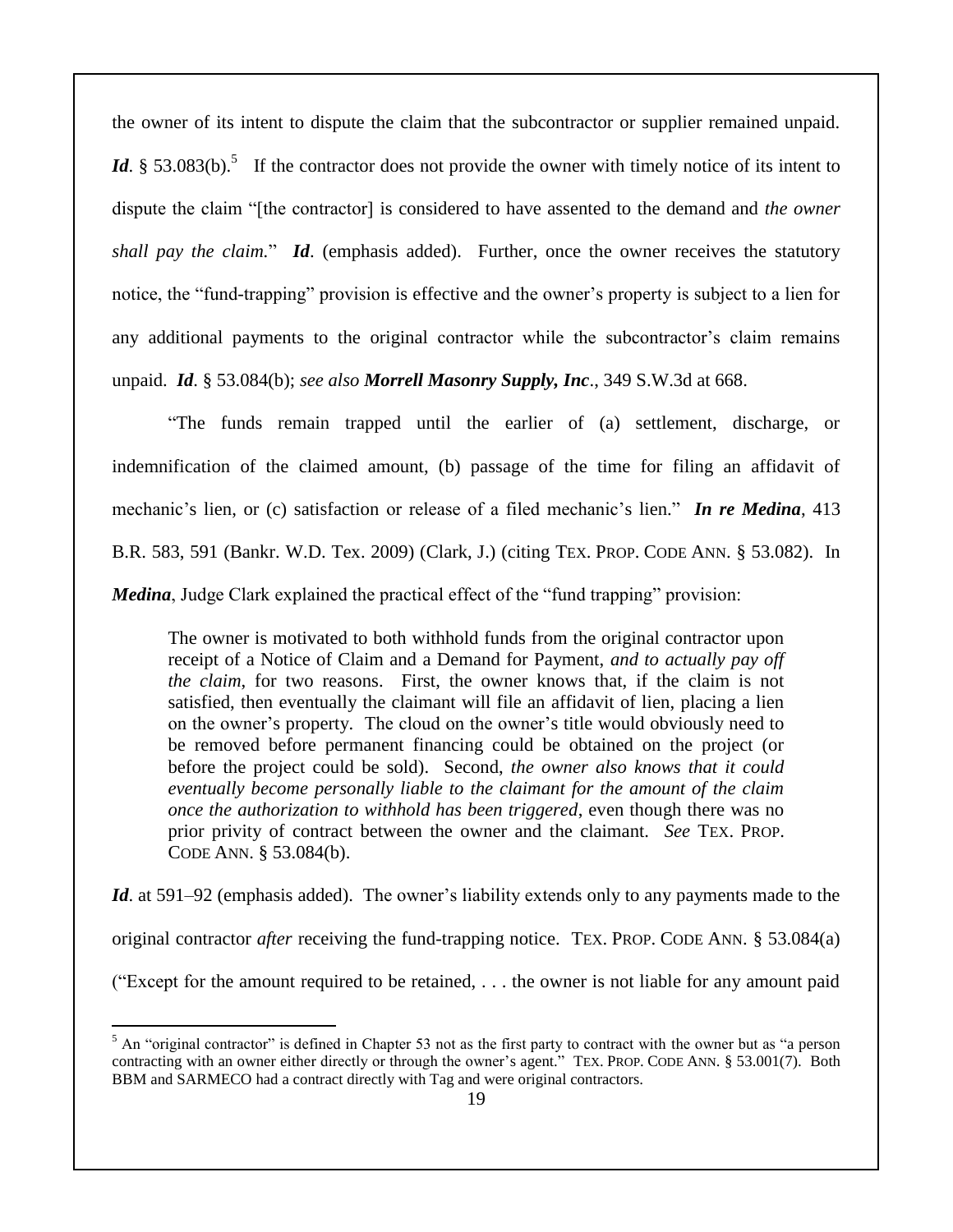the owner of its intent to dispute the claim that the subcontractor or supplier remained unpaid. ***Id***. § 53.083(b).[5] If the contractor does not provide the owner with timely notice of its intent to dispute the claim "[the contractor] is considered to have assented to the demand and *the owner shall pay the claim.*" ***Id***. (emphasis added). Further, once the owner receives the statutory notice, the "fund-trapping" provision is effective and the owner's property is subject to a lien for any additional payments to the original contractor while the subcontractor's claim remains unpaid. ***Id***. § 53.084(b); *see also* ***Morrell Masonry Supply, Inc***., 349 S.W.3d at 668.

"The funds remain trapped until the earlier of (a) settlement, discharge, or indemnification of the claimed amount, (b) passage of the time for filing an affidavit of mechanic's lien, or (c) satisfaction or release of a filed mechanic's lien." ***In re Medina***, 413 B.R. 583, 591 (Bankr. W.D. Tex. 2009) (Clark, J.) (citing TEX. PROP. CODE ANN. § 53.082). In ***Medina***, Judge Clark explained the practical effect of the "fund trapping" provision:

> The owner is motivated to both withhold funds from the original contractor upon receipt of a Notice of Claim and a Demand for Payment, *and to actually pay off the claim*, for two reasons. First, the owner knows that, if the claim is not satisfied, then eventually the claimant will file an affidavit of lien, placing a lien on the owner's property. The cloud on the owner's title would obviously need to be removed before permanent financing could be obtained on the project (or before the project could be sold). Second, *the owner also knows that it could eventually become personally liable to the claimant for the amount of the claim once the authorization to withhold has been triggered*, even though there was no prior privity of contract between the owner and the claimant. *See* TEX. PROP. CODE ANN. § 53.084(b).

***Id***. at 591–92 (emphasis added). The owner's liability extends only to any payments made to the original contractor *after* receiving the fund-trapping notice. TEX. PROP. CODE ANN. § 53.084(a) ("Except for the amount required to be retained, . . . the owner is not liable for any amount paid

[5] An "original contractor" is defined in Chapter 53 not as the first party to contract with the owner but as "a person contracting with an owner either directly or through the owner's agent." TEX. PROP. CODE ANN. § 53.001(7). Both BBM and SARMECO had a contract directly with Tag and were original contractors.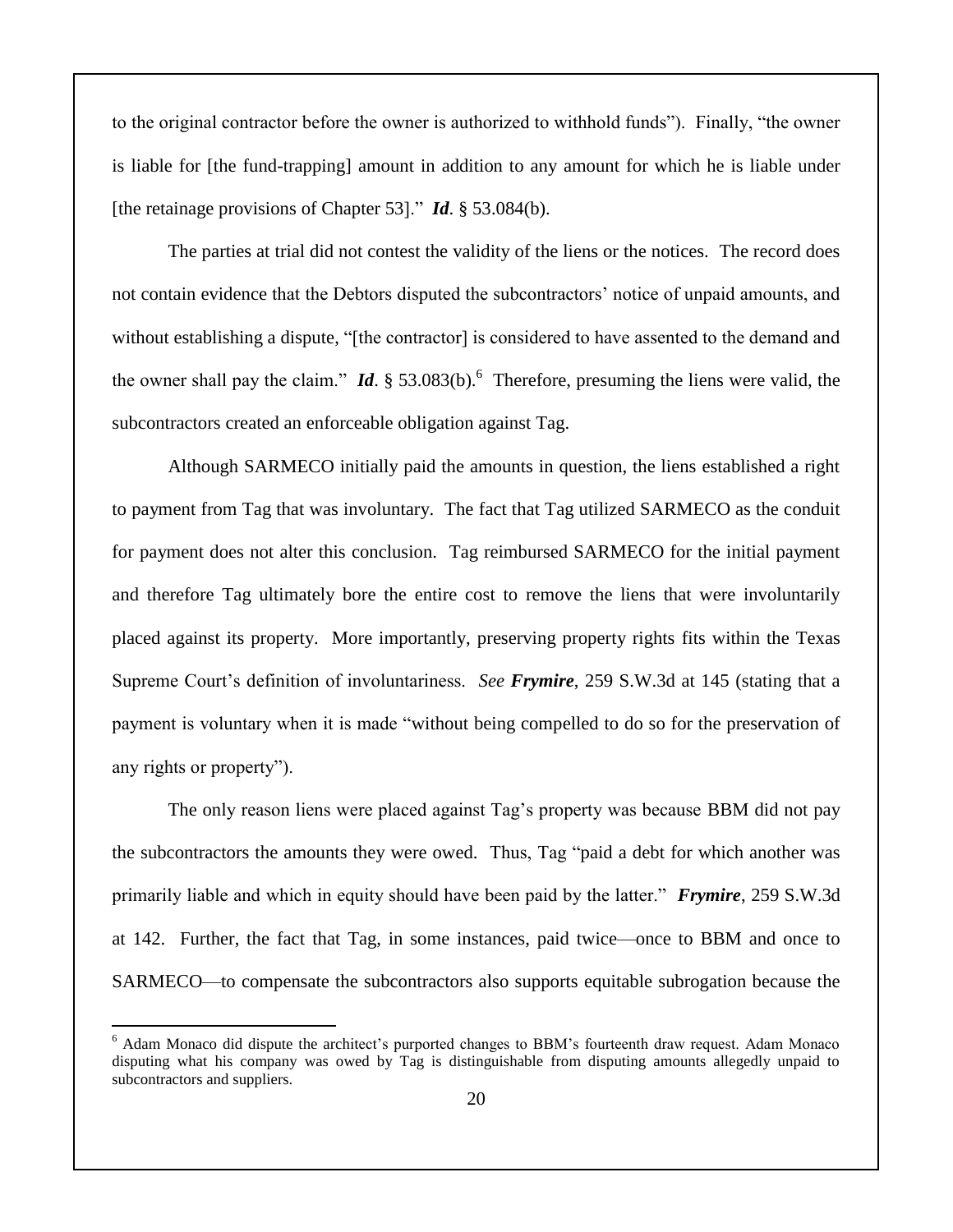to the original contractor before the owner is authorized to withhold funds"). Finally, "the owner is liable for [the fund-trapping] amount in addition to any amount for which he is liable under [the retainage provisions of Chapter 53]." ***Id***. § 53.084(b).

The parties at trial did not contest the validity of the liens or the notices. The record does not contain evidence that the Debtors disputed the subcontractors' notice of unpaid amounts, and without establishing a dispute, "[the contractor] is considered to have assented to the demand and the owner shall pay the claim." ***Id***. § 53.083(b).[6] Therefore, presuming the liens were valid, the subcontractors created an enforceable obligation against Tag.

Although SARMECO initially paid the amounts in question, the liens established a right to payment from Tag that was involuntary. The fact that Tag utilized SARMECO as the conduit for payment does not alter this conclusion. Tag reimbursed SARMECO for the initial payment and therefore Tag ultimately bore the entire cost to remove the liens that were involuntarily placed against its property. More importantly, preserving property rights fits within the Texas Supreme Court's definition of involuntariness. *See* ***Frymire***, 259 S.W.3d at 145 (stating that a payment is voluntary when it is made "without being compelled to do so for the preservation of any rights or property").

The only reason liens were placed against Tag's property was because BBM did not pay the subcontractors the amounts they were owed. Thus, Tag "paid a debt for which another was primarily liable and which in equity should have been paid by the latter." ***Frymire***, 259 S.W.3d at 142. Further, the fact that Tag, in some instances, paid twice—once to BBM and once to SARMECO—to compensate the subcontractors also supports equitable subrogation because the

---

[6] Adam Monaco did dispute the architect's purported changes to BBM's fourteenth draw request. Adam Monaco disputing what his company was owed by Tag is distinguishable from disputing amounts allegedly unpaid to subcontractors and suppliers.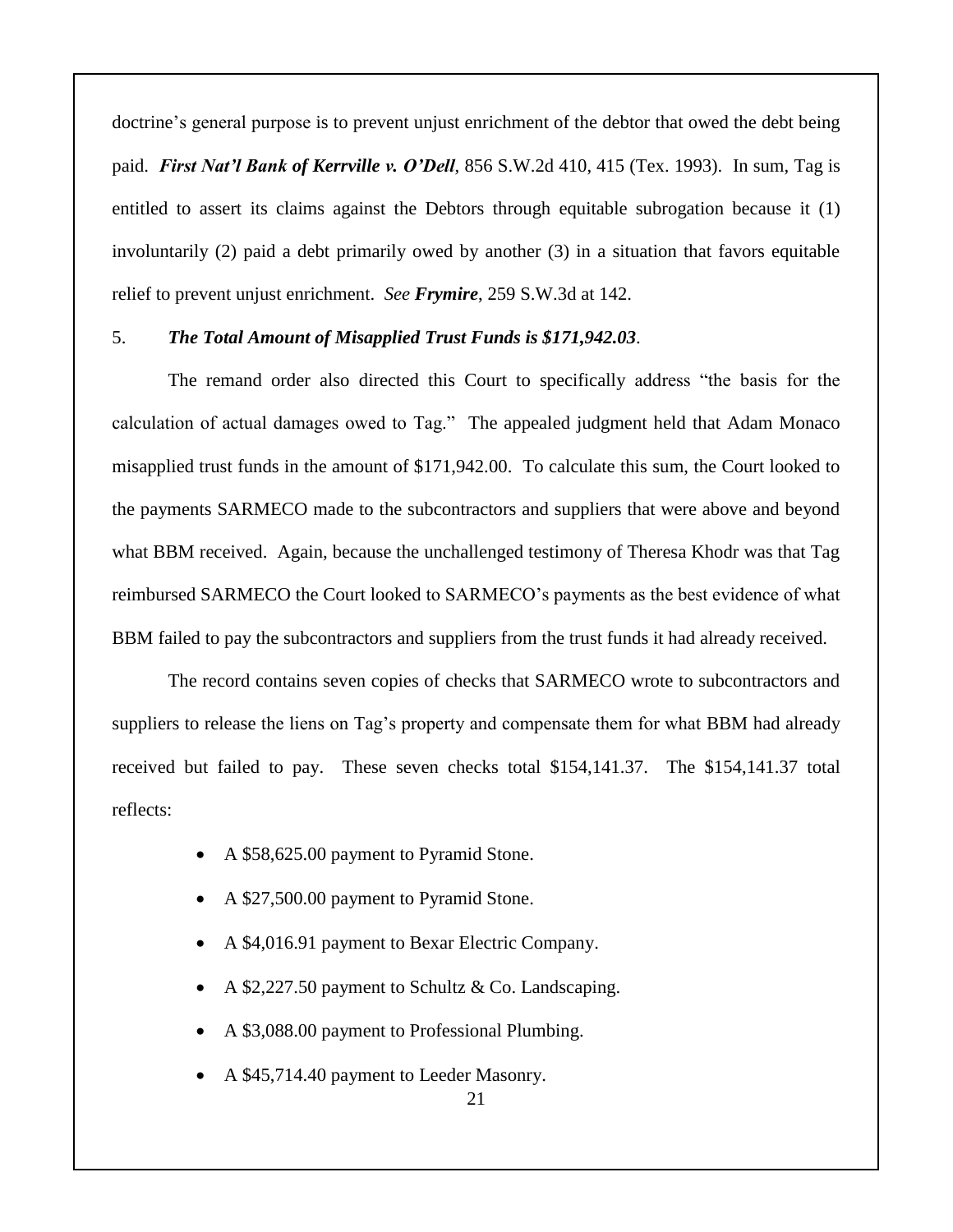doctrine's general purpose is to prevent unjust enrichment of the debtor that owed the debt being paid. ***First Nat'l Bank of Kerrville v. O'Dell***, 856 S.W.2d 410, 415 (Tex. 1993). In sum, Tag is entitled to assert its claims against the Debtors through equitable subrogation because it (1) involuntarily (2) paid a debt primarily owed by another (3) in a situation that favors equitable relief to prevent unjust enrichment. *See* ***Frymire***, 259 S.W.3d at 142.

5. ***The Total Amount of Misapplied Trust Funds is $171,942.03***.

The remand order also directed this Court to specifically address "the basis for the calculation of actual damages owed to Tag." The appealed judgment held that Adam Monaco misapplied trust funds in the amount of $171,942.00. To calculate this sum, the Court looked to the payments SARMECO made to the subcontractors and suppliers that were above and beyond what BBM received. Again, because the unchallenged testimony of Theresa Khodr was that Tag reimbursed SARMECO the Court looked to SARMECO's payments as the best evidence of what BBM failed to pay the subcontractors and suppliers from the trust funds it had already received.

The record contains seven copies of checks that SARMECO wrote to subcontractors and suppliers to release the liens on Tag's property and compensate them for what BBM had already received but failed to pay. These seven checks total $154,141.37. The $154,141.37 total reflects:

- A $58,625.00 payment to Pyramid Stone.
- A $27,500.00 payment to Pyramid Stone.
- A $4,016.91 payment to Bexar Electric Company.
- A $2,227.50 payment to Schultz & Co. Landscaping.
- A $3,088.00 payment to Professional Plumbing.
- A $45,714.40 payment to Leeder Masonry.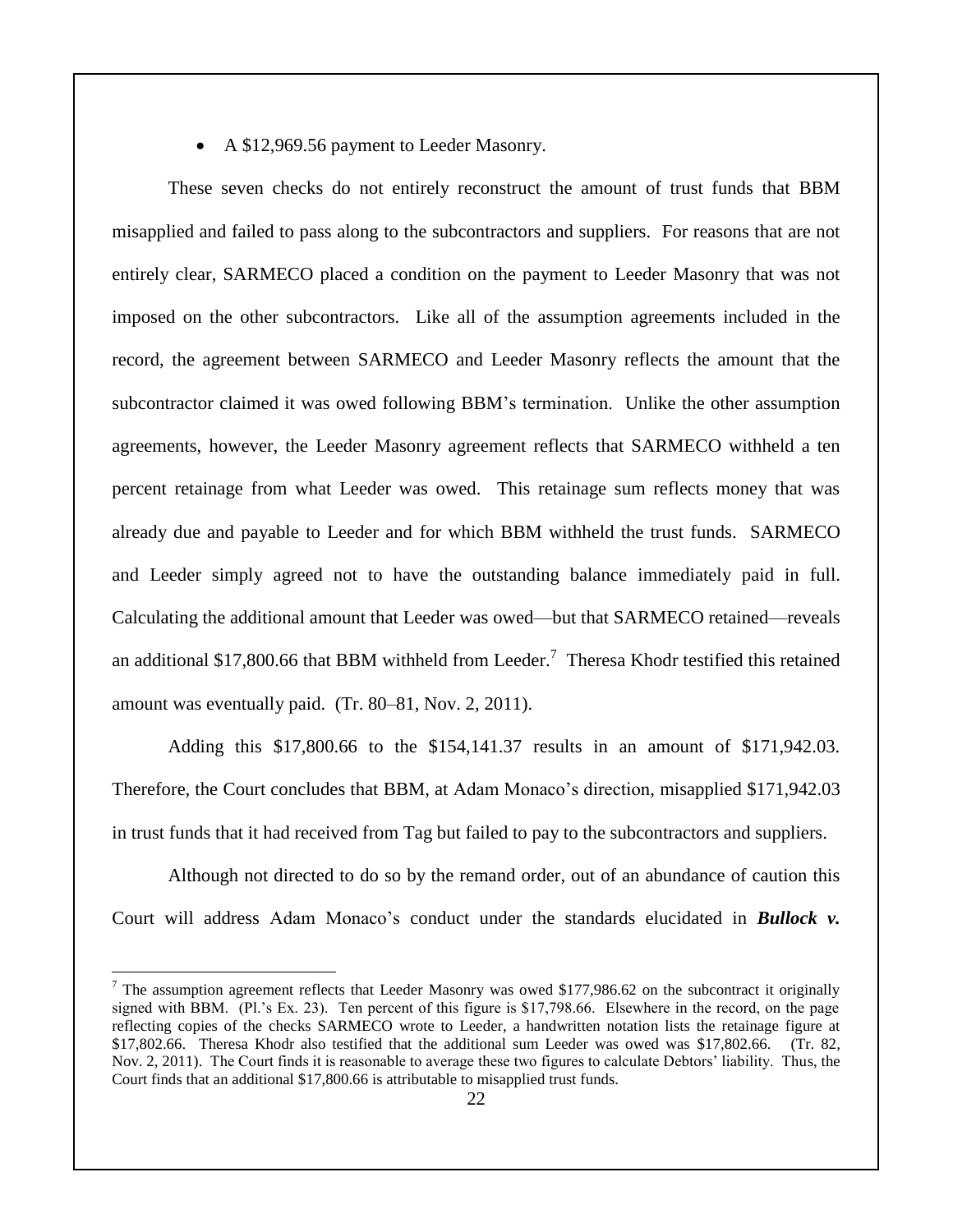- A $12,969.56 payment to Leeder Masonry.

These seven checks do not entirely reconstruct the amount of trust funds that BBM misapplied and failed to pass along to the subcontractors and suppliers. For reasons that are not entirely clear, SARMECO placed a condition on the payment to Leeder Masonry that was not imposed on the other subcontractors. Like all of the assumption agreements included in the record, the agreement between SARMECO and Leeder Masonry reflects the amount that the subcontractor claimed it was owed following BBM's termination. Unlike the other assumption agreements, however, the Leeder Masonry agreement reflects that SARMECO withheld a ten percent retainage from what Leeder was owed. This retainage sum reflects money that was already due and payable to Leeder and for which BBM withheld the trust funds. SARMECO and Leeder simply agreed not to have the outstanding balance immediately paid in full. Calculating the additional amount that Leeder was owed—but that SARMECO retained—reveals an additional $17,800.66 that BBM withheld from Leeder.[7] Theresa Khodr testified this retained amount was eventually paid. (Tr. 80–81, Nov. 2, 2011).

Adding this $17,800.66 to the $154,141.37 results in an amount of $171,942.03. Therefore, the Court concludes that BBM, at Adam Monaco's direction, misapplied $171,942.03 in trust funds that it had received from Tag but failed to pay to the subcontractors and suppliers.

Although not directed to do so by the remand order, out of an abundance of caution this Court will address Adam Monaco's conduct under the standards elucidated in ***Bullock v.***

---

[7] The assumption agreement reflects that Leeder Masonry was owed $177,986.62 on the subcontract it originally signed with BBM. (Pl.'s Ex. 23). Ten percent of this figure is $17,798.66. Elsewhere in the record, on the page reflecting copies of the checks SARMECO wrote to Leeder, a handwritten notation lists the retainage figure at $17,802.66. Theresa Khodr also testified that the additional sum Leeder was owed was $17,802.66. (Tr. 82, Nov. 2, 2011). The Court finds it is reasonable to average these two figures to calculate Debtors' liability. Thus, the Court finds that an additional $17,800.66 is attributable to misapplied trust funds.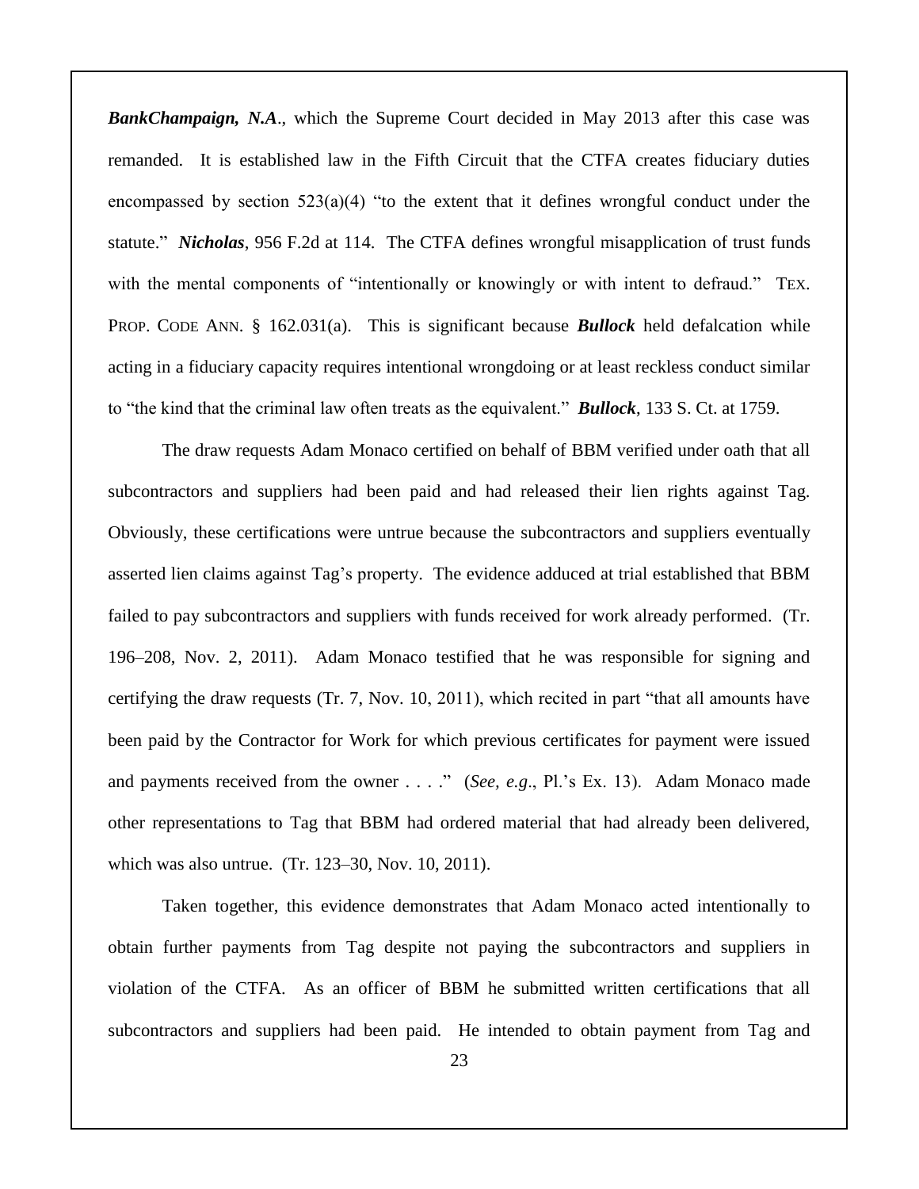***BankChampaign, N.A***., which the Supreme Court decided in May 2013 after this case was remanded. It is established law in the Fifth Circuit that the CTFA creates fiduciary duties encompassed by section 523(a)(4) "to the extent that it defines wrongful conduct under the statute." ***Nicholas***, 956 F.2d at 114. The CTFA defines wrongful misapplication of trust funds with the mental components of "intentionally or knowingly or with intent to defraud." TEX. PROP. CODE ANN. § 162.031(a). This is significant because ***Bullock*** held defalcation while acting in a fiduciary capacity requires intentional wrongdoing or at least reckless conduct similar to "the kind that the criminal law often treats as the equivalent." ***Bullock***, 133 S. Ct. at 1759.

The draw requests Adam Monaco certified on behalf of BBM verified under oath that all subcontractors and suppliers had been paid and had released their lien rights against Tag. Obviously, these certifications were untrue because the subcontractors and suppliers eventually asserted lien claims against Tag's property. The evidence adduced at trial established that BBM failed to pay subcontractors and suppliers with funds received for work already performed. (Tr. 196–208, Nov. 2, 2011). Adam Monaco testified that he was responsible for signing and certifying the draw requests (Tr. 7, Nov. 10, 2011), which recited in part "that all amounts have been paid by the Contractor for Work for which previous certificates for payment were issued and payments received from the owner . . . ." (*See, e.g*., Pl.'s Ex. 13). Adam Monaco made other representations to Tag that BBM had ordered material that had already been delivered, which was also untrue. (Tr. 123–30, Nov. 10, 2011).

Taken together, this evidence demonstrates that Adam Monaco acted intentionally to obtain further payments from Tag despite not paying the subcontractors and suppliers in violation of the CTFA. As an officer of BBM he submitted written certifications that all subcontractors and suppliers had been paid. He intended to obtain payment from Tag and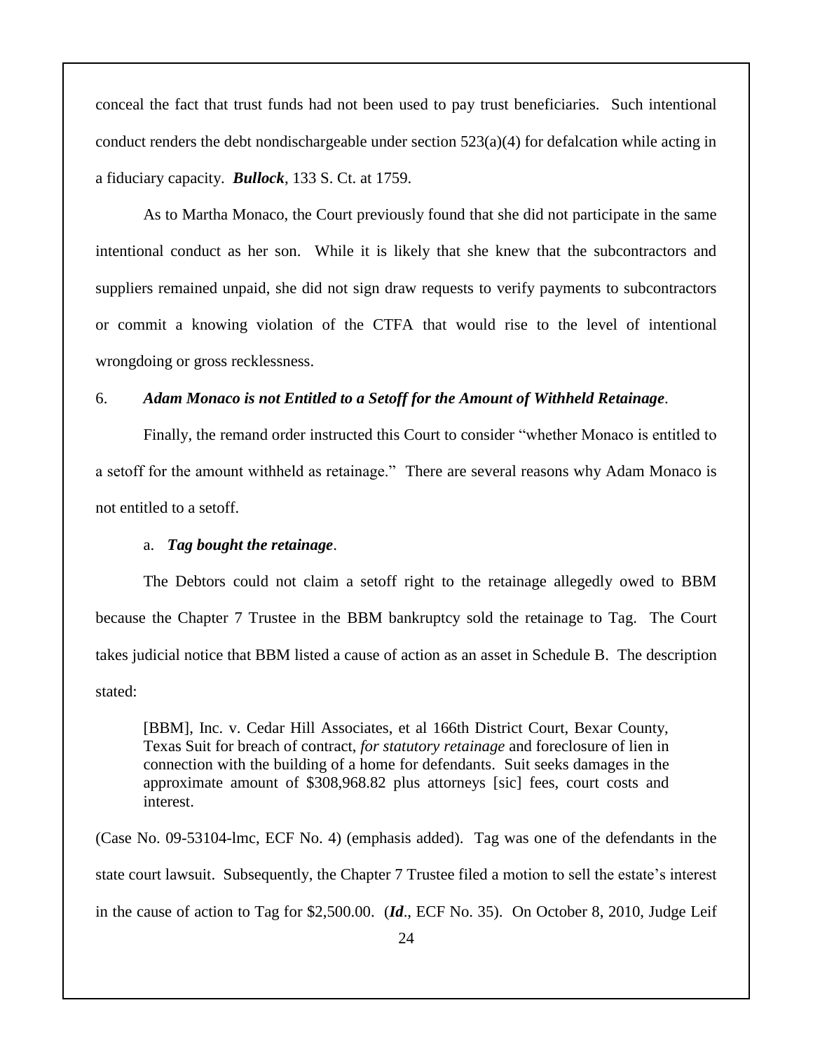conceal the fact that trust funds had not been used to pay trust beneficiaries. Such intentional conduct renders the debt nondischargeable under section 523(a)(4) for defalcation while acting in a fiduciary capacity. ***Bullock***, 133 S. Ct. at 1759.

As to Martha Monaco, the Court previously found that she did not participate in the same intentional conduct as her son. While it is likely that she knew that the subcontractors and suppliers remained unpaid, she did not sign draw requests to verify payments to subcontractors or commit a knowing violation of the CTFA that would rise to the level of intentional wrongdoing or gross recklessness.

6. ***Adam Monaco is not Entitled to a Setoff for the Amount of Withheld Retainage***.

Finally, the remand order instructed this Court to consider "whether Monaco is entitled to a setoff for the amount withheld as retainage." There are several reasons why Adam Monaco is not entitled to a setoff.

a. ***Tag bought the retainage***.

The Debtors could not claim a setoff right to the retainage allegedly owed to BBM because the Chapter 7 Trustee in the BBM bankruptcy sold the retainage to Tag. The Court takes judicial notice that BBM listed a cause of action as an asset in Schedule B. The description stated:

> [BBM], Inc. v. Cedar Hill Associates, et al 166th District Court, Bexar County, Texas Suit for breach of contract, *for statutory retainage* and foreclosure of lien in connection with the building of a home for defendants. Suit seeks damages in the approximate amount of $308,968.82 plus attorneys [sic] fees, court costs and interest.

(Case No. 09-53104-lmc, ECF No. 4) (emphasis added). Tag was one of the defendants in the state court lawsuit. Subsequently, the Chapter 7 Trustee filed a motion to sell the estate's interest in the cause of action to Tag for $2,500.00. (***Id***., ECF No. 35). On October 8, 2010, Judge Leif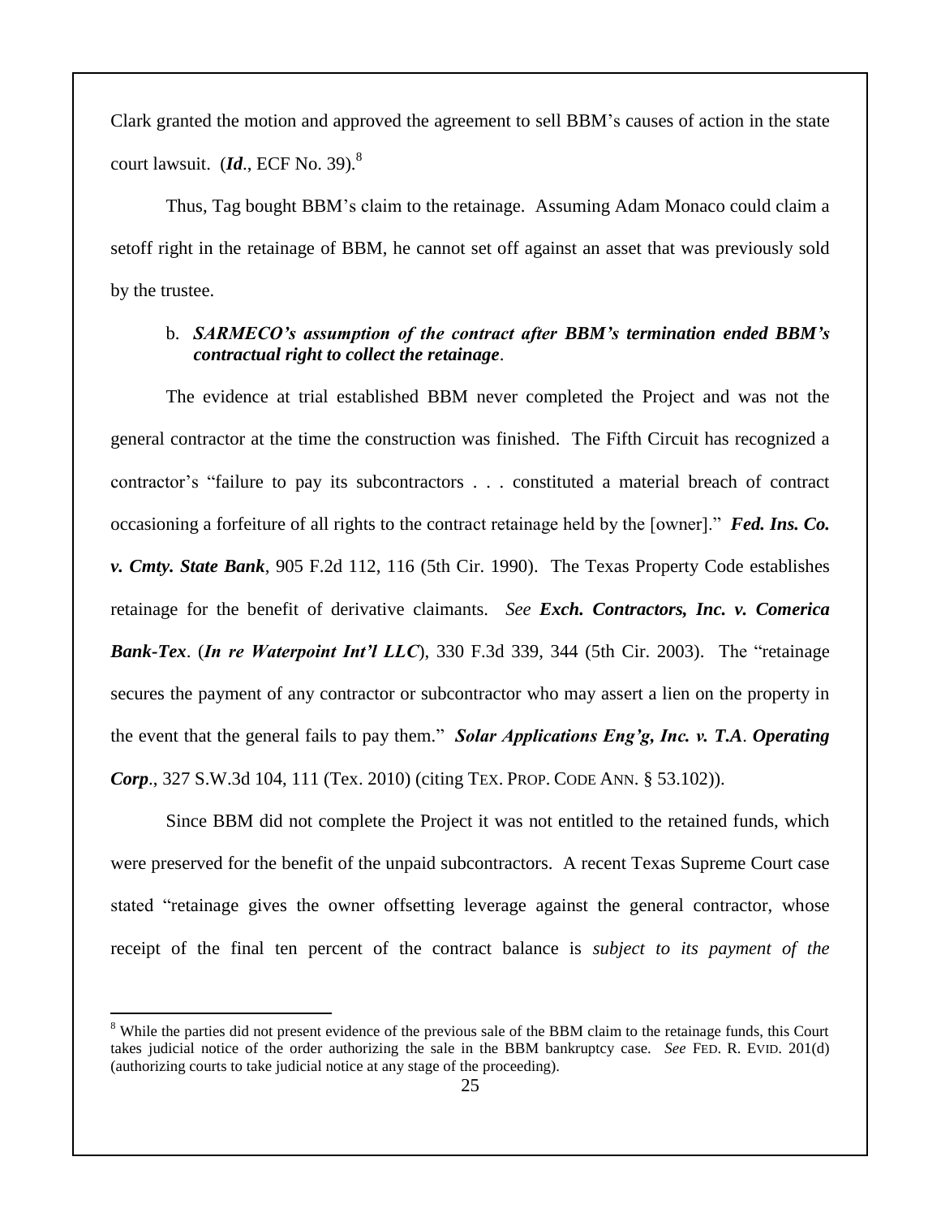Clark granted the motion and approved the agreement to sell BBM's causes of action in the state court lawsuit. (***Id***., ECF No. 39).[8]

Thus, Tag bought BBM's claim to the retainage. Assuming Adam Monaco could claim a setoff right in the retainage of BBM, he cannot set off against an asset that was previously sold by the trustee.

b. ***SARMECO's assumption of the contract after BBM's termination ended BBM's contractual right to collect the retainage***.

The evidence at trial established BBM never completed the Project and was not the general contractor at the time the construction was finished. The Fifth Circuit has recognized a contractor's "failure to pay its subcontractors . . . constituted a material breach of contract occasioning a forfeiture of all rights to the contract retainage held by the [owner]." ***Fed. Ins. Co. v. Cmty. State Bank***, 905 F.2d 112, 116 (5th Cir. 1990). The Texas Property Code establishes retainage for the benefit of derivative claimants. *See* ***Exch. Contractors, Inc. v. Comerica Bank-Tex***. (***In re Waterpoint Int'l LLC***), 330 F.3d 339, 344 (5th Cir. 2003). The "retainage secures the payment of any contractor or subcontractor who may assert a lien on the property in the event that the general fails to pay them." ***Solar Applications Eng'g, Inc. v. T.A. Operating Corp***., 327 S.W.3d 104, 111 (Tex. 2010) (citing TEX. PROP. CODE ANN. § 53.102)).

Since BBM did not complete the Project it was not entitled to the retained funds, which were preserved for the benefit of the unpaid subcontractors. A recent Texas Supreme Court case stated "retainage gives the owner offsetting leverage against the general contractor, whose receipt of the final ten percent of the contract balance is *subject to its payment of the*

[8] While the parties did not present evidence of the previous sale of the BBM claim to the retainage funds, this Court takes judicial notice of the order authorizing the sale in the BBM bankruptcy case. *See* FED. R. EVID. 201(d) (authorizing courts to take judicial notice at any stage of the proceeding).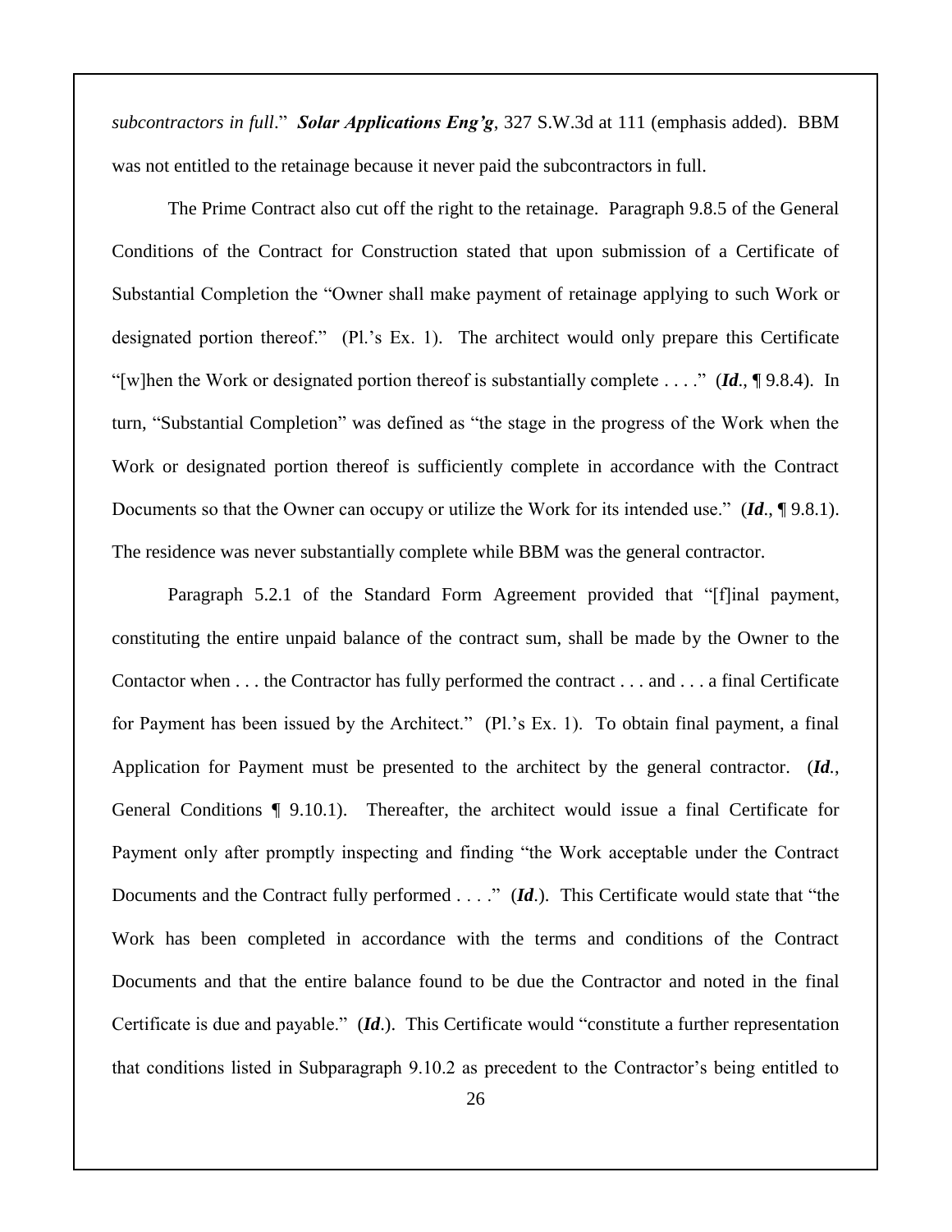*subcontractors in full*." ***Solar Applications Eng'g***, 327 S.W.3d at 111 (emphasis added). BBM was not entitled to the retainage because it never paid the subcontractors in full.

The Prime Contract also cut off the right to the retainage. Paragraph 9.8.5 of the General Conditions of the Contract for Construction stated that upon submission of a Certificate of Substantial Completion the "Owner shall make payment of retainage applying to such Work or designated portion thereof." (Pl.'s Ex. 1). The architect would only prepare this Certificate "[w]hen the Work or designated portion thereof is substantially complete . . . ." (***Id***., ¶ 9.8.4). In turn, "Substantial Completion" was defined as "the stage in the progress of the Work when the Work or designated portion thereof is sufficiently complete in accordance with the Contract Documents so that the Owner can occupy or utilize the Work for its intended use." (***Id***., ¶ 9.8.1). The residence was never substantially complete while BBM was the general contractor.

Paragraph 5.2.1 of the Standard Form Agreement provided that "[f]inal payment, constituting the entire unpaid balance of the contract sum, shall be made by the Owner to the Contactor when . . . the Contractor has fully performed the contract . . . and . . . a final Certificate for Payment has been issued by the Architect." (Pl.'s Ex. 1). To obtain final payment, a final Application for Payment must be presented to the architect by the general contractor. (***Id***., General Conditions ¶ 9.10.1). Thereafter, the architect would issue a final Certificate for Payment only after promptly inspecting and finding "the Work acceptable under the Contract Documents and the Contract fully performed . . . ." (***Id***.). This Certificate would state that "the Work has been completed in accordance with the terms and conditions of the Contract Documents and that the entire balance found to be due the Contractor and noted in the final Certificate is due and payable." (***Id***.). This Certificate would "constitute a further representation that conditions listed in Subparagraph 9.10.2 as precedent to the Contractor's being entitled to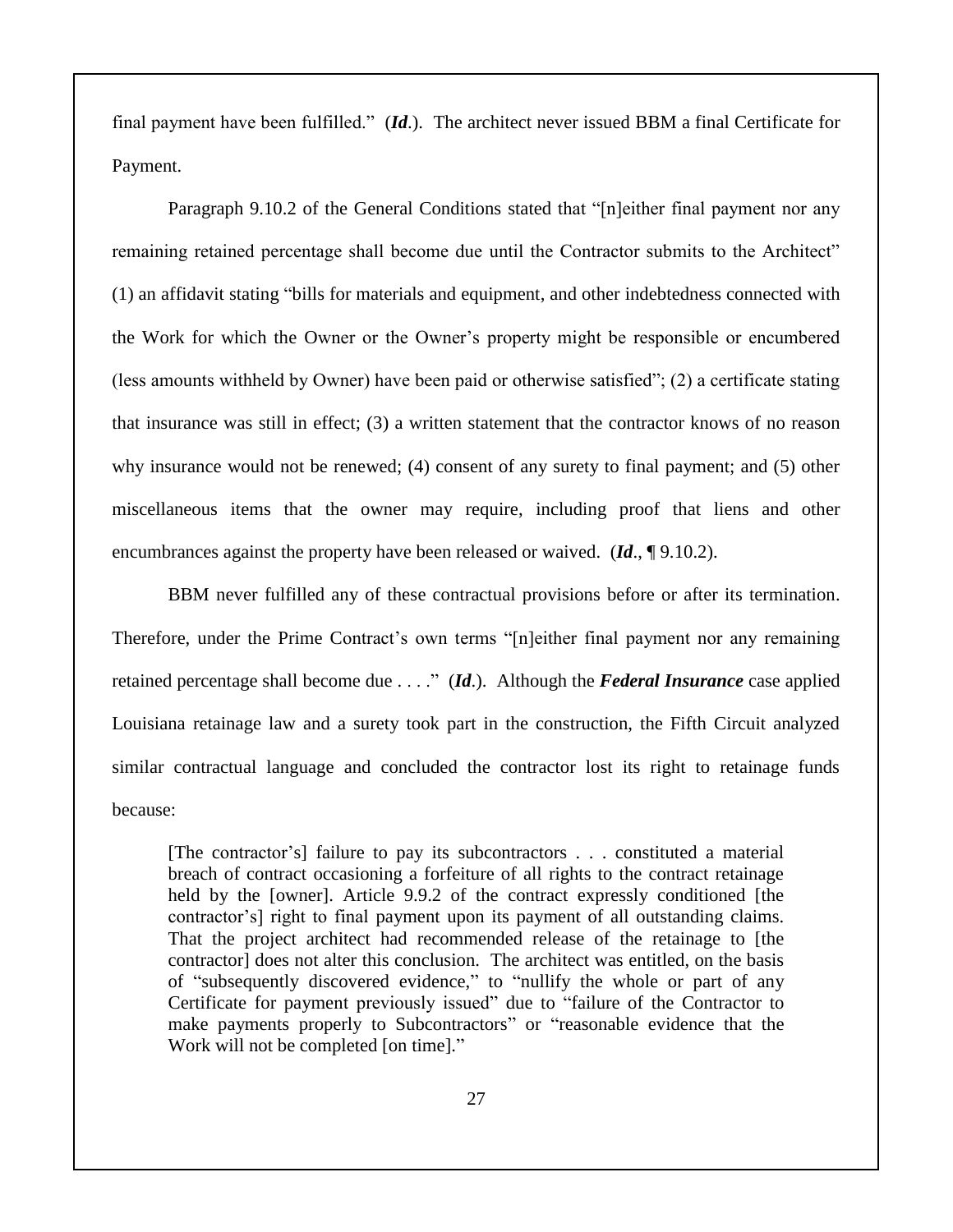final payment have been fulfilled." (***Id***.). The architect never issued BBM a final Certificate for Payment.

Paragraph 9.10.2 of the General Conditions stated that "[n]either final payment nor any remaining retained percentage shall become due until the Contractor submits to the Architect" (1) an affidavit stating "bills for materials and equipment, and other indebtedness connected with the Work for which the Owner or the Owner's property might be responsible or encumbered (less amounts withheld by Owner) have been paid or otherwise satisfied"; (2) a certificate stating that insurance was still in effect; (3) a written statement that the contractor knows of no reason why insurance would not be renewed; (4) consent of any surety to final payment; and (5) other miscellaneous items that the owner may require, including proof that liens and other encumbrances against the property have been released or waived. (***Id***., ¶ 9.10.2).

BBM never fulfilled any of these contractual provisions before or after its termination. Therefore, under the Prime Contract's own terms "[n]either final payment nor any remaining retained percentage shall become due . . . ." (***Id***.). Although the ***Federal Insurance*** case applied Louisiana retainage law and a surety took part in the construction, the Fifth Circuit analyzed similar contractual language and concluded the contractor lost its right to retainage funds because:

> [The contractor's] failure to pay its subcontractors . . . constituted a material breach of contract occasioning a forfeiture of all rights to the contract retainage held by the [owner]. Article 9.9.2 of the contract expressly conditioned [the contractor's] right to final payment upon its payment of all outstanding claims. That the project architect had recommended release of the retainage to [the contractor] does not alter this conclusion. The architect was entitled, on the basis of "subsequently discovered evidence," to "nullify the whole or part of any Certificate for payment previously issued" due to "failure of the Contractor to make payments properly to Subcontractors" or "reasonable evidence that the Work will not be completed [on time]."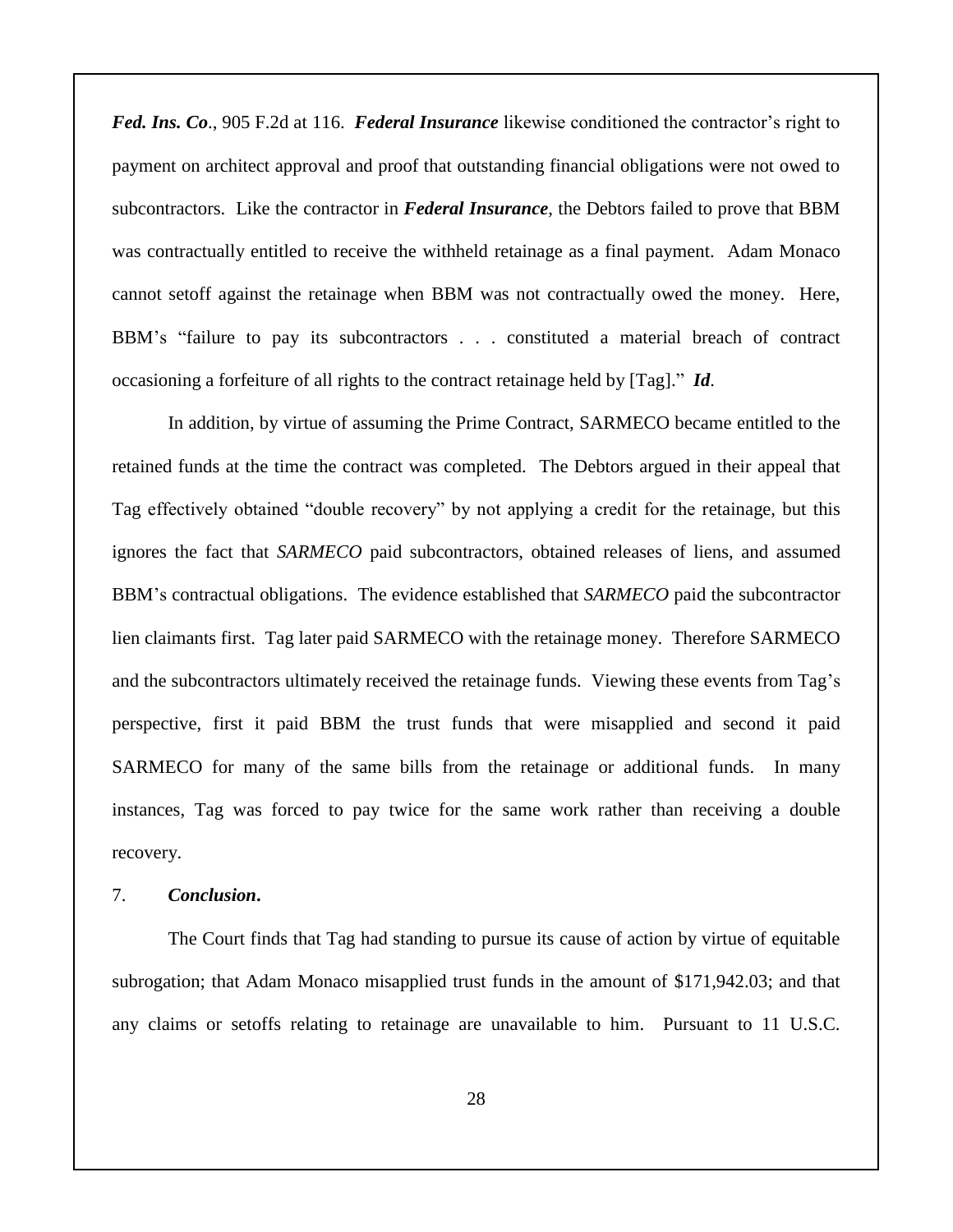***Fed. Ins. Co***., 905 F.2d at 116. ***Federal Insurance*** likewise conditioned the contractor's right to payment on architect approval and proof that outstanding financial obligations were not owed to subcontractors. Like the contractor in ***Federal Insurance***, the Debtors failed to prove that BBM was contractually entitled to receive the withheld retainage as a final payment. Adam Monaco cannot setoff against the retainage when BBM was not contractually owed the money. Here, BBM's "failure to pay its subcontractors . . . constituted a material breach of contract occasioning a forfeiture of all rights to the contract retainage held by [Tag]." ***Id***.

In addition, by virtue of assuming the Prime Contract, SARMECO became entitled to the retained funds at the time the contract was completed. The Debtors argued in their appeal that Tag effectively obtained "double recovery" by not applying a credit for the retainage, but this ignores the fact that *SARMECO* paid subcontractors, obtained releases of liens, and assumed BBM's contractual obligations. The evidence established that *SARMECO* paid the subcontractor lien claimants first. Tag later paid SARMECO with the retainage money. Therefore SARMECO and the subcontractors ultimately received the retainage funds. Viewing these events from Tag's perspective, first it paid BBM the trust funds that were misapplied and second it paid SARMECO for many of the same bills from the retainage or additional funds. In many instances, Tag was forced to pay twice for the same work rather than receiving a double recovery.

7. ***Conclusion***.

The Court finds that Tag had standing to pursue its cause of action by virtue of equitable subrogation; that Adam Monaco misapplied trust funds in the amount of $171,942.03; and that any claims or setoffs relating to retainage are unavailable to him. Pursuant to 11 U.S.C.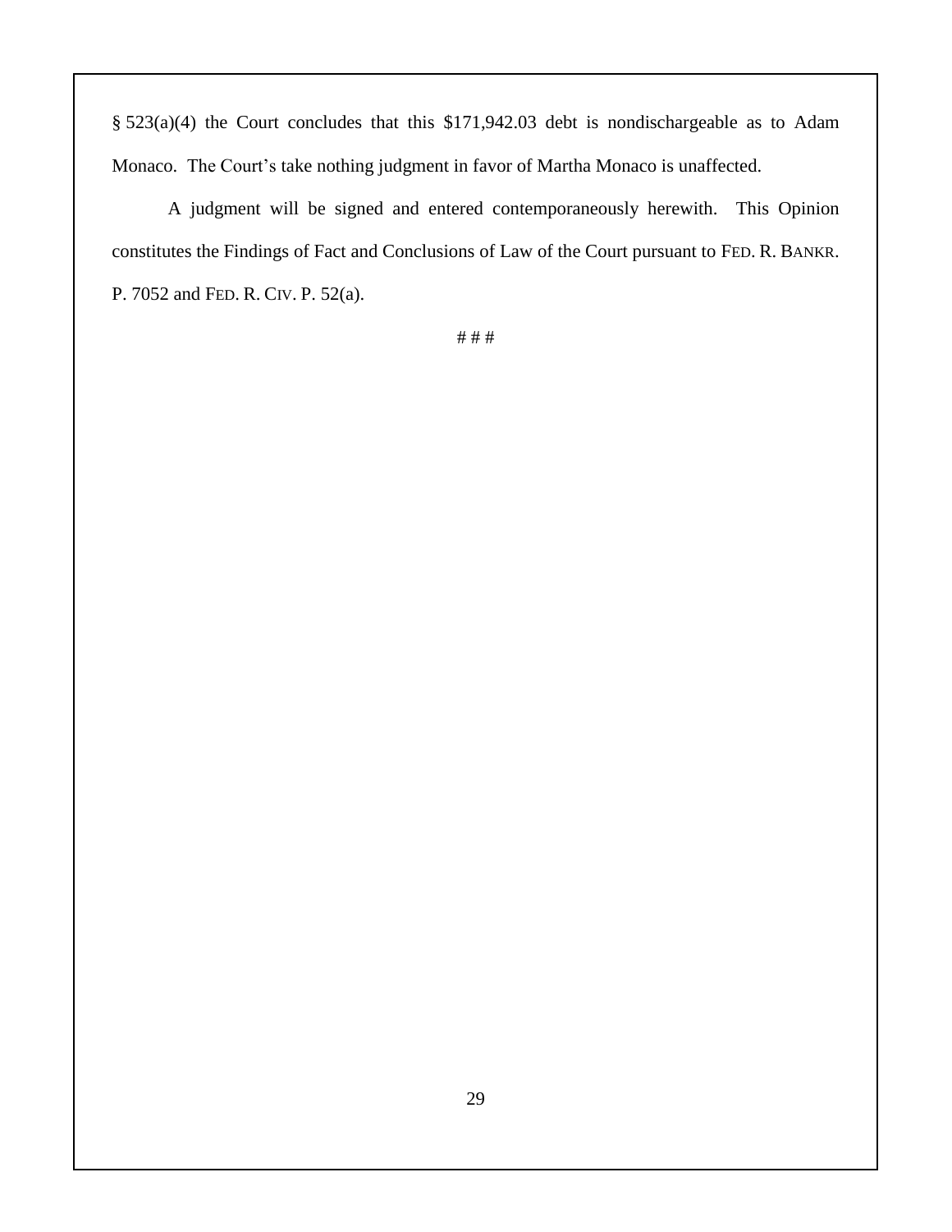§ 523(a)(4) the Court concludes that this $171,942.03 debt is nondischargeable as to Adam Monaco. The Court's take nothing judgment in favor of Martha Monaco is unaffected.

A judgment will be signed and entered contemporaneously herewith. This Opinion constitutes the Findings of Fact and Conclusions of Law of the Court pursuant to FED. R. BANKR. P. 7052 and FED. R. CIV. P. 52(a).

# # #